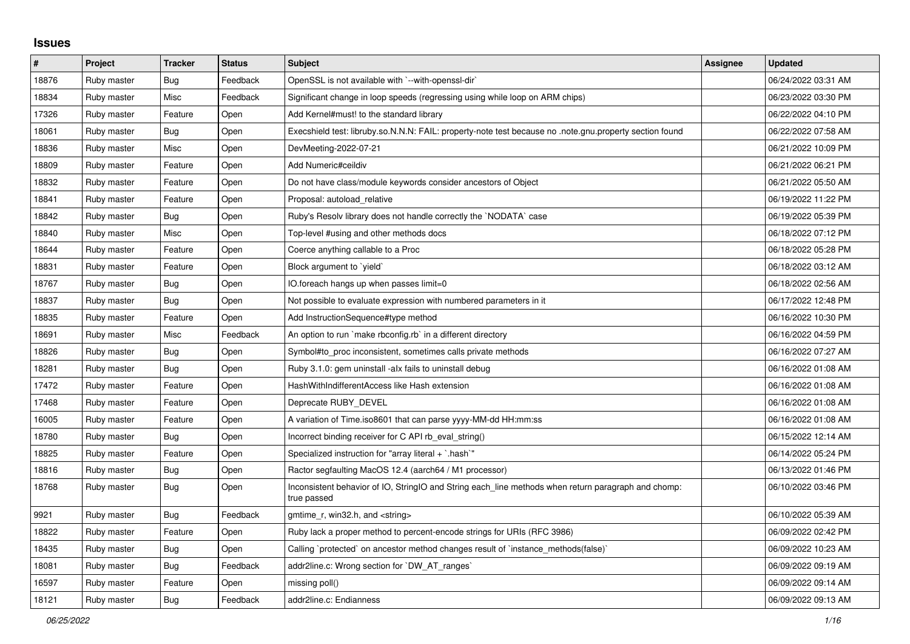## Issues

| # | Project | Tracker | Status | Subject | Assignee | Updated |
|---|---|---|---|---|---|---|
| 18876 | Ruby master | Bug | Feedback | OpenSSL is not available with `--with-openssl-dir` | | 06/24/2022 03:31 AM |
| 18834 | Ruby master | Misc | Feedback | Significant change in loop speeds (regressing using while loop on ARM chips) | | 06/23/2022 03:30 PM |
| 17326 | Ruby master | Feature | Open | Add Kernel#must! to the standard library | | 06/22/2022 04:10 PM |
| 18061 | Ruby master | Bug | Open | Execshield test: libruby.so.N.N.N: FAIL: property-note test because no .note.gnu.property section found | | 06/22/2022 07:58 AM |
| 18836 | Ruby master | Misc | Open | DevMeeting-2022-07-21 | | 06/21/2022 10:09 PM |
| 18809 | Ruby master | Feature | Open | Add Numeric#ceildiv | | 06/21/2022 06:21 PM |
| 18832 | Ruby master | Feature | Open | Do not have class/module keywords consider ancestors of Object | | 06/21/2022 05:50 AM |
| 18841 | Ruby master | Feature | Open | Proposal: autoload_relative | | 06/19/2022 11:22 PM |
| 18842 | Ruby master | Bug | Open | Ruby's Resolv library does not handle correctly the `NODATA` case | | 06/19/2022 05:39 PM |
| 18840 | Ruby master | Misc | Open | Top-level #using and other methods docs | | 06/18/2022 07:12 PM |
| 18644 | Ruby master | Feature | Open | Coerce anything callable to a Proc | | 06/18/2022 05:28 PM |
| 18831 | Ruby master | Feature | Open | Block argument to `yield` | | 06/18/2022 03:12 AM |
| 18767 | Ruby master | Bug | Open | IO.foreach hangs up when passes limit=0 | | 06/18/2022 02:56 AM |
| 18837 | Ruby master | Bug | Open | Not possible to evaluate expression with numbered parameters in it | | 06/17/2022 12:48 PM |
| 18835 | Ruby master | Feature | Open | Add InstructionSequence#type method | | 06/16/2022 10:30 PM |
| 18691 | Ruby master | Misc | Feedback | An option to run `make rbconfig.rb` in a different directory | | 06/16/2022 04:59 PM |
| 18826 | Ruby master | Bug | Open | Symbol#to_proc inconsistent, sometimes calls private methods | | 06/16/2022 07:27 AM |
| 18281 | Ruby master | Bug | Open | Ruby 3.1.0: gem uninstall -alx fails to uninstall debug | | 06/16/2022 01:08 AM |
| 17472 | Ruby master | Feature | Open | HashWithIndifferentAccess like Hash extension | | 06/16/2022 01:08 AM |
| 17468 | Ruby master | Feature | Open | Deprecate RUBY_DEVEL | | 06/16/2022 01:08 AM |
| 16005 | Ruby master | Feature | Open | A variation of Time.iso8601 that can parse yyyy-MM-dd HH:mm:ss | | 06/16/2022 01:08 AM |
| 18780 | Ruby master | Bug | Open | Incorrect binding receiver for C API rb_eval_string() | | 06/15/2022 12:14 AM |
| 18825 | Ruby master | Feature | Open | Specialized instruction for "array literal + `.hash`" | | 06/14/2022 05:24 PM |
| 18816 | Ruby master | Bug | Open | Ractor segfaulting MacOS 12.4 (aarch64 / M1 processor) | | 06/13/2022 01:46 PM |
| 18768 | Ruby master | Bug | Open | Inconsistent behavior of IO, StringIO and String each_line methods when return paragraph and chomp: true passed | | 06/10/2022 03:46 PM |
| 9921 | Ruby master | Bug | Feedback | gmtime_r, win32.h, and <string> | | 06/10/2022 05:39 AM |
| 18822 | Ruby master | Feature | Open | Ruby lack a proper method to percent-encode strings for URIs (RFC 3986) | | 06/09/2022 02:42 PM |
| 18435 | Ruby master | Bug | Open | Calling `protected` on ancestor method changes result of `instance_methods(false)` | | 06/09/2022 10:23 AM |
| 18081 | Ruby master | Bug | Feedback | addr2line.c: Wrong section for `DW_AT_ranges` | | 06/09/2022 09:19 AM |
| 16597 | Ruby master | Feature | Open | missing poll() | | 06/09/2022 09:14 AM |
| 18121 | Ruby master | Bug | Feedback | addr2line.c: Endianness | | 06/09/2022 09:13 AM |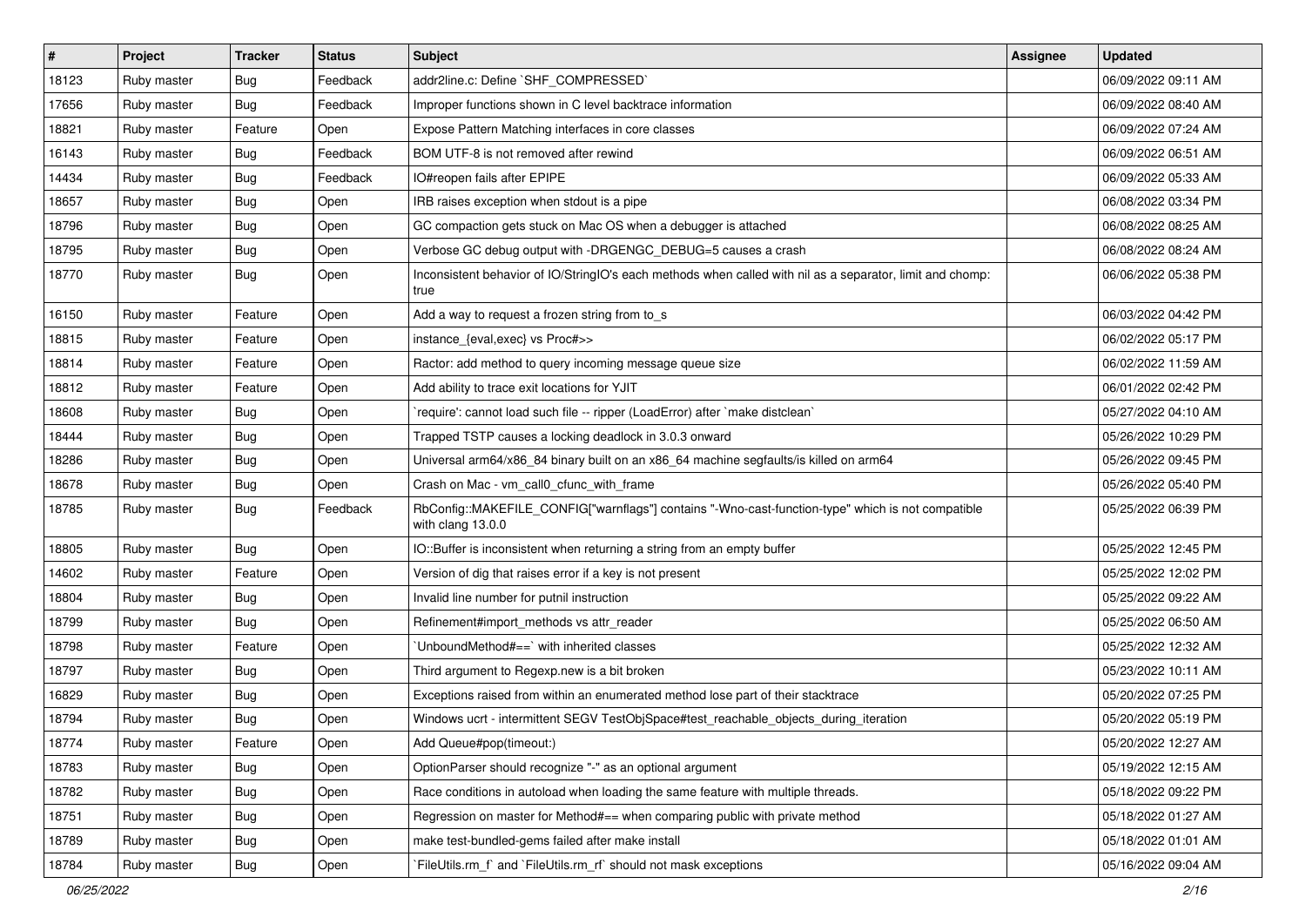| # | Project | Tracker | Status | Subject | Assignee | Updated |
|---|---|---|---|---|---|---|
| 18123 | Ruby master | Bug | Feedback | addr2line.c: Define `SHF_COMPRESSED` | | 06/09/2022 09:11 AM |
| 17656 | Ruby master | Bug | Feedback | Improper functions shown in C level backtrace information | | 06/09/2022 08:40 AM |
| 18821 | Ruby master | Feature | Open | Expose Pattern Matching interfaces in core classes | | 06/09/2022 07:24 AM |
| 16143 | Ruby master | Bug | Feedback | BOM UTF-8 is not removed after rewind | | 06/09/2022 06:51 AM |
| 14434 | Ruby master | Bug | Feedback | IO#reopen fails after EPIPE | | 06/09/2022 05:33 AM |
| 18657 | Ruby master | Bug | Open | IRB raises exception when stdout is a pipe | | 06/08/2022 03:34 PM |
| 18796 | Ruby master | Bug | Open | GC compaction gets stuck on Mac OS when a debugger is attached | | 06/08/2022 08:25 AM |
| 18795 | Ruby master | Bug | Open | Verbose GC debug output with -DRGENGC_DEBUG=5 causes a crash | | 06/08/2022 08:24 AM |
| 18770 | Ruby master | Bug | Open | Inconsistent behavior of IO/StringIO's each methods when called with nil as a separator, limit and chomp: true | | 06/06/2022 05:38 PM |
| 16150 | Ruby master | Feature | Open | Add a way to request a frozen string from to_s | | 06/03/2022 04:42 PM |
| 18815 | Ruby master | Feature | Open | instance_{eval,exec} vs Proc#>> | | 06/02/2022 05:17 PM |
| 18814 | Ruby master | Feature | Open | Ractor: add method to query incoming message queue size | | 06/02/2022 11:59 AM |
| 18812 | Ruby master | Feature | Open | Add ability to trace exit locations for YJIT | | 06/01/2022 02:42 PM |
| 18608 | Ruby master | Bug | Open | `require': cannot load such file -- ripper (LoadError) after `make distclean` | | 05/27/2022 04:10 AM |
| 18444 | Ruby master | Bug | Open | Trapped TSTP causes a locking deadlock in 3.0.3 onward | | 05/26/2022 10:29 PM |
| 18286 | Ruby master | Bug | Open | Universal arm64/x86_84 binary built on an x86_64 machine segfaults/is killed on arm64 | | 05/26/2022 09:45 PM |
| 18678 | Ruby master | Bug | Open | Crash on Mac - vm_call0_cfunc_with_frame | | 05/26/2022 05:40 PM |
| 18785 | Ruby master | Bug | Feedback | RbConfig::MAKEFILE_CONFIG["warnflags"] contains "-Wno-cast-function-type" which is not compatible with clang 13.0.0 | | 05/25/2022 06:39 PM |
| 18805 | Ruby master | Bug | Open | IO::Buffer is inconsistent when returning a string from an empty buffer | | 05/25/2022 12:45 PM |
| 14602 | Ruby master | Feature | Open | Version of dig that raises error if a key is not present | | 05/25/2022 12:02 PM |
| 18804 | Ruby master | Bug | Open | Invalid line number for putnil instruction | | 05/25/2022 09:22 AM |
| 18799 | Ruby master | Bug | Open | Refinement#import_methods vs attr_reader | | 05/25/2022 06:50 AM |
| 18798 | Ruby master | Feature | Open | `UnboundMethod#==` with inherited classes | | 05/25/2022 12:32 AM |
| 18797 | Ruby master | Bug | Open | Third argument to Regexp.new is a bit broken | | 05/23/2022 10:11 AM |
| 16829 | Ruby master | Bug | Open | Exceptions raised from within an enumerated method lose part of their stacktrace | | 05/20/2022 07:25 PM |
| 18794 | Ruby master | Bug | Open | Windows ucrt - intermittent SEGV TestObjSpace#test_reachable_objects_during_iteration | | 05/20/2022 05:19 PM |
| 18774 | Ruby master | Feature | Open | Add Queue#pop(timeout:) | | 05/20/2022 12:27 AM |
| 18783 | Ruby master | Bug | Open | OptionParser should recognize "-" as an optional argument | | 05/19/2022 12:15 AM |
| 18782 | Ruby master | Bug | Open | Race conditions in autoload when loading the same feature with multiple threads. | | 05/18/2022 09:22 PM |
| 18751 | Ruby master | Bug | Open | Regression on master for Method#== when comparing public with private method | | 05/18/2022 01:27 AM |
| 18789 | Ruby master | Bug | Open | make test-bundled-gems failed after make install | | 05/18/2022 01:01 AM |
| 18784 | Ruby master | Bug | Open | `FileUtils.rm_f` and `FileUtils.rm_rf` should not mask exceptions | | 05/16/2022 09:04 AM |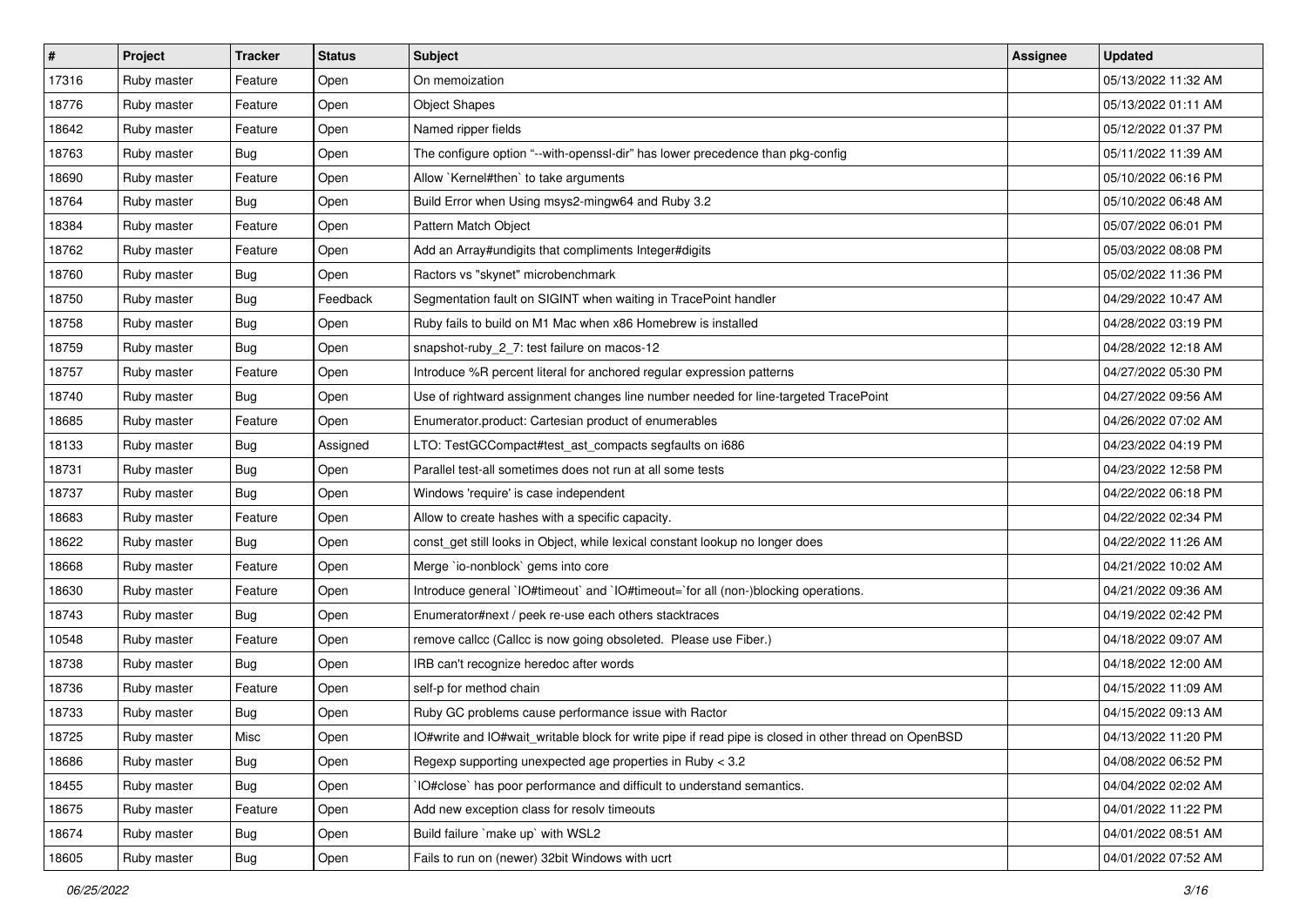| # | Project | Tracker | Status | Subject | Assignee | Updated |
|---|---|---|---|---|---|---|
| 17316 | Ruby master | Feature | Open | On memoization | | 05/13/2022 11:32 AM |
| 18776 | Ruby master | Feature | Open | Object Shapes | | 05/13/2022 01:11 AM |
| 18642 | Ruby master | Feature | Open | Named ripper fields | | 05/12/2022 01:37 PM |
| 18763 | Ruby master | Bug | Open | The configure option "--with-openssl-dir" has lower precedence than pkg-config | | 05/11/2022 11:39 AM |
| 18690 | Ruby master | Feature | Open | Allow `Kernel#then` to take arguments | | 05/10/2022 06:16 PM |
| 18764 | Ruby master | Bug | Open | Build Error when Using msys2-mingw64 and Ruby 3.2 | | 05/10/2022 06:48 AM |
| 18384 | Ruby master | Feature | Open | Pattern Match Object | | 05/07/2022 06:01 PM |
| 18762 | Ruby master | Feature | Open | Add an Array#undigits that compliments Integer#digits | | 05/03/2022 08:08 PM |
| 18760 | Ruby master | Bug | Open | Ractors vs "skynet" microbenchmark | | 05/02/2022 11:36 PM |
| 18750 | Ruby master | Bug | Feedback | Segmentation fault on SIGINT when waiting in TracePoint handler | | 04/29/2022 10:47 AM |
| 18758 | Ruby master | Bug | Open | Ruby fails to build on M1 Mac when x86 Homebrew is installed | | 04/28/2022 03:19 PM |
| 18759 | Ruby master | Bug | Open | snapshot-ruby_2_7: test failure on macos-12 | | 04/28/2022 12:18 AM |
| 18757 | Ruby master | Feature | Open | Introduce %R percent literal for anchored regular expression patterns | | 04/27/2022 05:30 PM |
| 18740 | Ruby master | Bug | Open | Use of rightward assignment changes line number needed for line-targeted TracePoint | | 04/27/2022 09:56 AM |
| 18685 | Ruby master | Feature | Open | Enumerator.product: Cartesian product of enumerables | | 04/26/2022 07:02 AM |
| 18133 | Ruby master | Bug | Assigned | LTO: TestGCCompact#test_ast_compacts segfaults on i686 | | 04/23/2022 04:19 PM |
| 18731 | Ruby master | Bug | Open | Parallel test-all sometimes does not run at all some tests | | 04/23/2022 12:58 PM |
| 18737 | Ruby master | Bug | Open | Windows 'require' is case independent | | 04/22/2022 06:18 PM |
| 18683 | Ruby master | Feature | Open | Allow to create hashes with a specific capacity. | | 04/22/2022 02:34 PM |
| 18622 | Ruby master | Bug | Open | const_get still looks in Object, while lexical constant lookup no longer does | | 04/22/2022 11:26 AM |
| 18668 | Ruby master | Feature | Open | Merge `io-nonblock` gems into core | | 04/21/2022 10:02 AM |
| 18630 | Ruby master | Feature | Open | Introduce general `IO#timeout` and `IO#timeout=`for all (non-)blocking operations. | | 04/21/2022 09:36 AM |
| 18743 | Ruby master | Bug | Open | Enumerator#next / peek re-use each others stacktraces | | 04/19/2022 02:42 PM |
| 10548 | Ruby master | Feature | Open | remove callcc (Callcc is now going obsoleted.  Please use Fiber.) | | 04/18/2022 09:07 AM |
| 18738 | Ruby master | Bug | Open | IRB can't recognize heredoc after words | | 04/18/2022 12:00 AM |
| 18736 | Ruby master | Feature | Open | self-p for method chain | | 04/15/2022 11:09 AM |
| 18733 | Ruby master | Bug | Open | Ruby GC problems cause performance issue with Ractor | | 04/15/2022 09:13 AM |
| 18725 | Ruby master | Misc | Open | IO#write and IO#wait_writable block for write pipe if read pipe is closed in other thread on OpenBSD | | 04/13/2022 11:20 PM |
| 18686 | Ruby master | Bug | Open | Regexp supporting unexpected age properties in Ruby < 3.2 | | 04/08/2022 06:52 PM |
| 18455 | Ruby master | Bug | Open | `IO#close` has poor performance and difficult to understand semantics. | | 04/04/2022 02:02 AM |
| 18675 | Ruby master | Feature | Open | Add new exception class for resolv timeouts | | 04/01/2022 11:22 PM |
| 18674 | Ruby master | Bug | Open | Build failure `make up` with WSL2 | | 04/01/2022 08:51 AM |
| 18605 | Ruby master | Bug | Open | Fails to run on (newer) 32bit Windows with ucrt | | 04/01/2022 07:52 AM |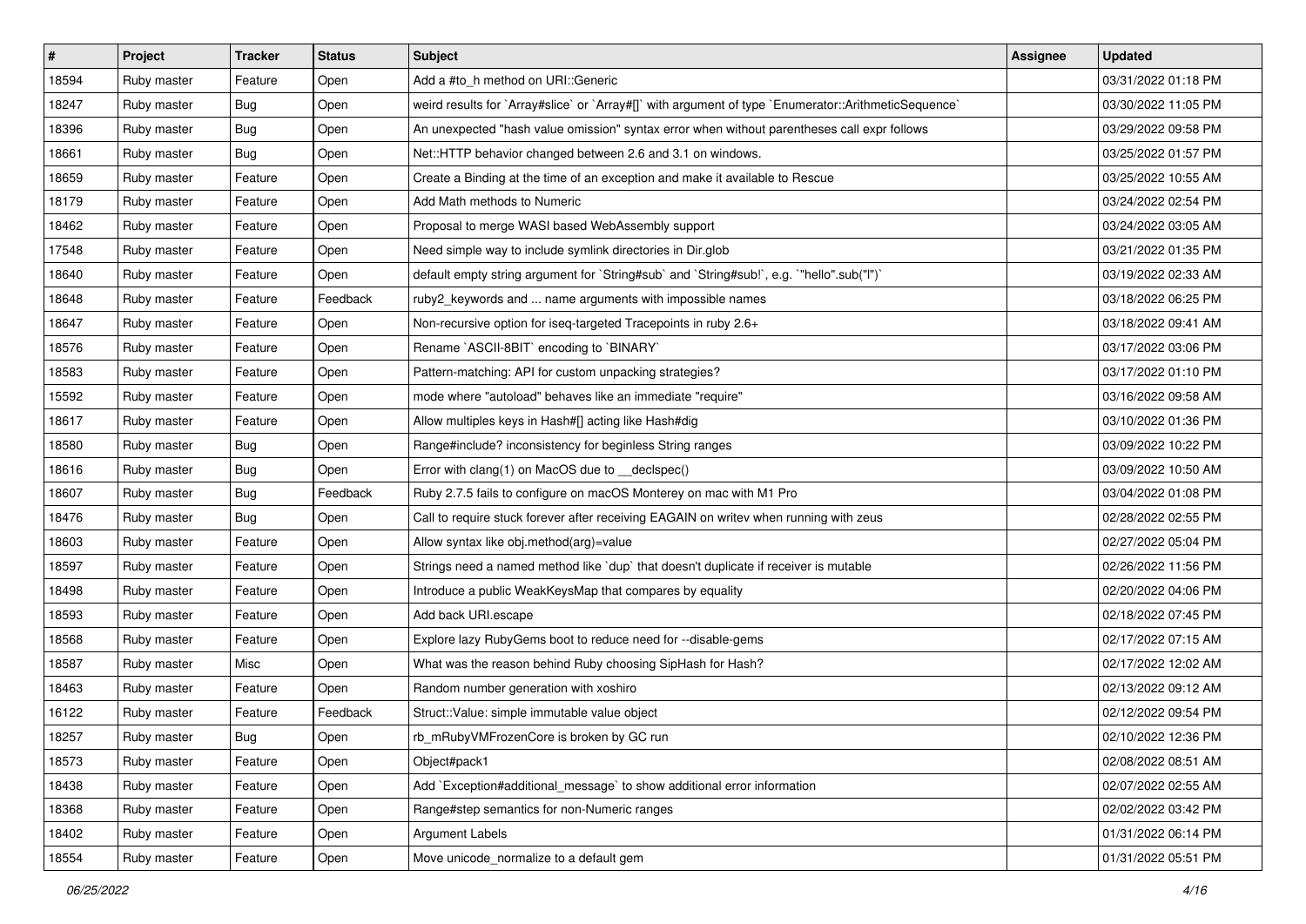| # | Project | Tracker | Status | Subject | Assignee | Updated |
| --- | --- | --- | --- | --- | --- | --- |
| 18594 | Ruby master | Feature | Open | Add a #to_h method on URI::Generic | | 03/31/2022 01:18 PM |
| 18247 | Ruby master | Bug | Open | weird results for `Array#slice` or `Array#[]` with argument of type `Enumerator::ArithmeticSequence` | | 03/30/2022 11:05 PM |
| 18396 | Ruby master | Bug | Open | An unexpected "hash value omission" syntax error when without parentheses call expr follows | | 03/29/2022 09:58 PM |
| 18661 | Ruby master | Bug | Open | Net::HTTP behavior changed between 2.6 and 3.1 on windows. | | 03/25/2022 01:57 PM |
| 18659 | Ruby master | Feature | Open | Create a Binding at the time of an exception and make it available to Rescue | | 03/25/2022 10:55 AM |
| 18179 | Ruby master | Feature | Open | Add Math methods to Numeric | | 03/24/2022 02:54 PM |
| 18462 | Ruby master | Feature | Open | Proposal to merge WASI based WebAssembly support | | 03/24/2022 03:05 AM |
| 17548 | Ruby master | Feature | Open | Need simple way to include symlink directories in Dir.glob | | 03/21/2022 01:35 PM |
| 18640 | Ruby master | Feature | Open | default empty string argument for `String#sub` and `String#sub!`, e.g. `"hello".sub("l")` | | 03/19/2022 02:33 AM |
| 18648 | Ruby master | Feature | Feedback | ruby2_keywords and ... name arguments with impossible names | | 03/18/2022 06:25 PM |
| 18647 | Ruby master | Feature | Open | Non-recursive option for iseq-targeted Tracepoints in ruby 2.6+ | | 03/18/2022 09:41 AM |
| 18576 | Ruby master | Feature | Open | Rename `ASCII-8BIT` encoding to `BINARY` | | 03/17/2022 03:06 PM |
| 18583 | Ruby master | Feature | Open | Pattern-matching: API for custom unpacking strategies? | | 03/17/2022 01:10 PM |
| 15592 | Ruby master | Feature | Open | mode where "autoload" behaves like an immediate "require" | | 03/16/2022 09:58 AM |
| 18617 | Ruby master | Feature | Open | Allow multiples keys in Hash#[] acting like Hash#dig | | 03/10/2022 01:36 PM |
| 18580 | Ruby master | Bug | Open | Range#include? inconsistency for beginless String ranges | | 03/09/2022 10:22 PM |
| 18616 | Ruby master | Bug | Open | Error with clang(1) on MacOS due to __declspec() | | 03/09/2022 10:50 AM |
| 18607 | Ruby master | Bug | Feedback | Ruby 2.7.5 fails to configure on macOS Monterey on mac with M1 Pro | | 03/04/2022 01:08 PM |
| 18476 | Ruby master | Bug | Open | Call to require stuck forever after receiving EAGAIN on writev when running with zeus | | 02/28/2022 02:55 PM |
| 18603 | Ruby master | Feature | Open | Allow syntax like obj.method(arg)=value | | 02/27/2022 05:04 PM |
| 18597 | Ruby master | Feature | Open | Strings need a named method like `dup` that doesn't duplicate if receiver is mutable | | 02/26/2022 11:56 PM |
| 18498 | Ruby master | Feature | Open | Introduce a public WeakKeysMap that compares by equality | | 02/20/2022 04:06 PM |
| 18593 | Ruby master | Feature | Open | Add back URI.escape | | 02/18/2022 07:45 PM |
| 18568 | Ruby master | Feature | Open | Explore lazy RubyGems boot to reduce need for --disable-gems | | 02/17/2022 07:15 AM |
| 18587 | Ruby master | Misc | Open | What was the reason behind Ruby choosing SipHash for Hash? | | 02/17/2022 12:02 AM |
| 18463 | Ruby master | Feature | Open | Random number generation with xoshiro | | 02/13/2022 09:12 AM |
| 16122 | Ruby master | Feature | Feedback | Struct::Value: simple immutable value object | | 02/12/2022 09:54 PM |
| 18257 | Ruby master | Bug | Open | rb_mRubyVMFrozenCore is broken by GC run | | 02/10/2022 12:36 PM |
| 18573 | Ruby master | Feature | Open | Object#pack1 | | 02/08/2022 08:51 AM |
| 18438 | Ruby master | Feature | Open | Add `Exception#additional_message` to show additional error information | | 02/07/2022 02:55 AM |
| 18368 | Ruby master | Feature | Open | Range#step semantics for non-Numeric ranges | | 02/02/2022 03:42 PM |
| 18402 | Ruby master | Feature | Open | Argument Labels | | 01/31/2022 06:14 PM |
| 18554 | Ruby master | Feature | Open | Move unicode_normalize to a default gem | | 01/31/2022 05:51 PM |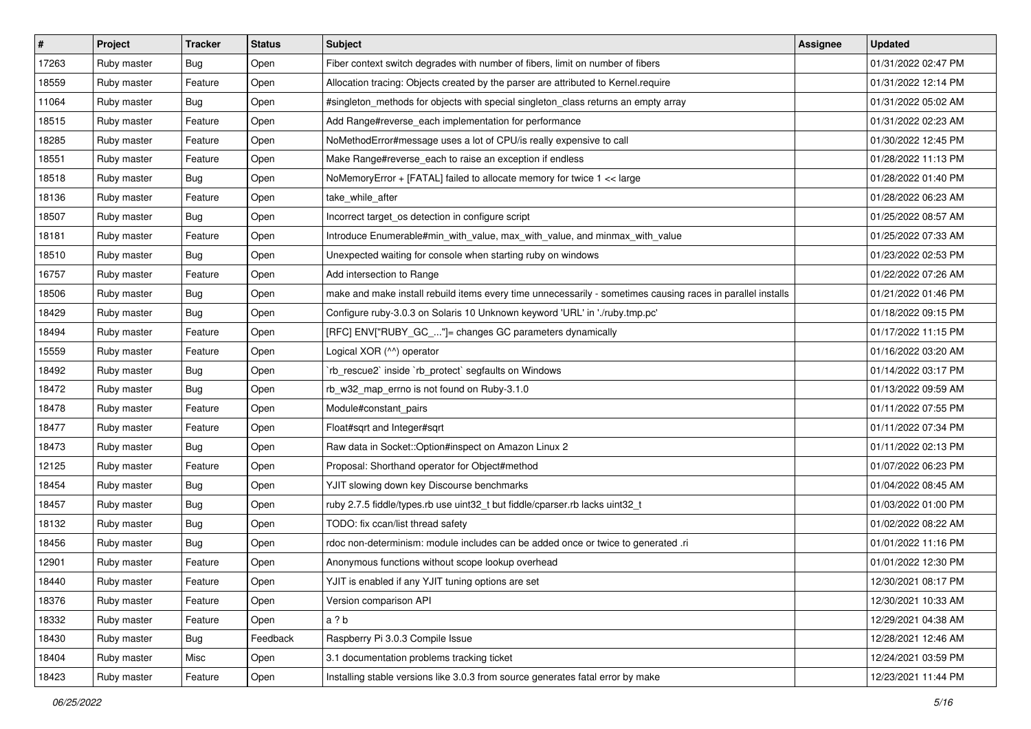| # | Project | Tracker | Status | Subject | Assignee | Updated |
|---|---|---|---|---|---|---|
| 17263 | Ruby master | Bug | Open | Fiber context switch degrades with number of fibers, limit on number of fibers | | 01/31/2022 02:47 PM |
| 18559 | Ruby master | Feature | Open | Allocation tracing: Objects created by the parser are attributed to Kernel.require | | 01/31/2022 12:14 PM |
| 11064 | Ruby master | Bug | Open | #singleton_methods for objects with special singleton_class returns an empty array | | 01/31/2022 05:02 AM |
| 18515 | Ruby master | Feature | Open | Add Range#reverse_each implementation for performance | | 01/31/2022 02:23 AM |
| 18285 | Ruby master | Feature | Open | NoMethodError#message uses a lot of CPU/is really expensive to call | | 01/30/2022 12:45 PM |
| 18551 | Ruby master | Feature | Open | Make Range#reverse_each to raise an exception if endless | | 01/28/2022 11:13 PM |
| 18518 | Ruby master | Bug | Open | NoMemoryError + [FATAL] failed to allocate memory for twice 1 << large | | 01/28/2022 01:40 PM |
| 18136 | Ruby master | Feature | Open | take_while_after | | 01/28/2022 06:23 AM |
| 18507 | Ruby master | Bug | Open | Incorrect target_os detection in configure script | | 01/25/2022 08:57 AM |
| 18181 | Ruby master | Feature | Open | Introduce Enumerable#min_with_value, max_with_value, and minmax_with_value | | 01/25/2022 07:33 AM |
| 18510 | Ruby master | Bug | Open | Unexpected waiting for console when starting ruby on windows | | 01/23/2022 02:53 PM |
| 16757 | Ruby master | Feature | Open | Add intersection to Range | | 01/22/2022 07:26 AM |
| 18506 | Ruby master | Bug | Open | make and make install rebuild items every time unnecessarily - sometimes causing races in parallel installs | | 01/21/2022 01:46 PM |
| 18429 | Ruby master | Bug | Open | Configure ruby-3.0.3 on Solaris 10 Unknown keyword 'URL' in './ruby.tmp.pc' | | 01/18/2022 09:15 PM |
| 18494 | Ruby master | Feature | Open | [RFC] ENV["RUBY_GC_..."]= changes GC parameters dynamically | | 01/17/2022 11:15 PM |
| 15559 | Ruby master | Feature | Open | Logical XOR (^^) operator | | 01/16/2022 03:20 AM |
| 18492 | Ruby master | Bug | Open | `rb_rescue2` inside `rb_protect` segfaults on Windows | | 01/14/2022 03:17 PM |
| 18472 | Ruby master | Bug | Open | rb_w32_map_errno is not found on Ruby-3.1.0 | | 01/13/2022 09:59 AM |
| 18478 | Ruby master | Feature | Open | Module#constant_pairs | | 01/11/2022 07:55 PM |
| 18477 | Ruby master | Feature | Open | Float#sqrt and Integer#sqrt | | 01/11/2022 07:34 PM |
| 18473 | Ruby master | Bug | Open | Raw data in Socket::Option#inspect on Amazon Linux 2 | | 01/11/2022 02:13 PM |
| 12125 | Ruby master | Feature | Open | Proposal: Shorthand operator for Object#method | | 01/07/2022 06:23 PM |
| 18454 | Ruby master | Bug | Open | YJIT slowing down key Discourse benchmarks | | 01/04/2022 08:45 AM |
| 18457 | Ruby master | Bug | Open | ruby 2.7.5 fiddle/types.rb use uint32_t but fiddle/cparser.rb lacks uint32_t | | 01/03/2022 01:00 PM |
| 18132 | Ruby master | Bug | Open | TODO: fix ccan/list thread safety | | 01/02/2022 08:22 AM |
| 18456 | Ruby master | Bug | Open | rdoc non-determinism: module includes can be added once or twice to generated .ri | | 01/01/2022 11:16 PM |
| 12901 | Ruby master | Feature | Open | Anonymous functions without scope lookup overhead | | 01/01/2022 12:30 PM |
| 18440 | Ruby master | Feature | Open | YJIT is enabled if any YJIT tuning options are set | | 12/30/2021 08:17 PM |
| 18376 | Ruby master | Feature | Open | Version comparison API | | 12/30/2021 10:33 AM |
| 18332 | Ruby master | Feature | Open | a ? b | | 12/29/2021 04:38 AM |
| 18430 | Ruby master | Bug | Feedback | Raspberry Pi 3.0.3 Compile Issue | | 12/28/2021 12:46 AM |
| 18404 | Ruby master | Misc | Open | 3.1 documentation problems tracking ticket | | 12/24/2021 03:59 PM |
| 18423 | Ruby master | Feature | Open | Installing stable versions like 3.0.3 from source generates fatal error by make | | 12/23/2021 11:44 PM |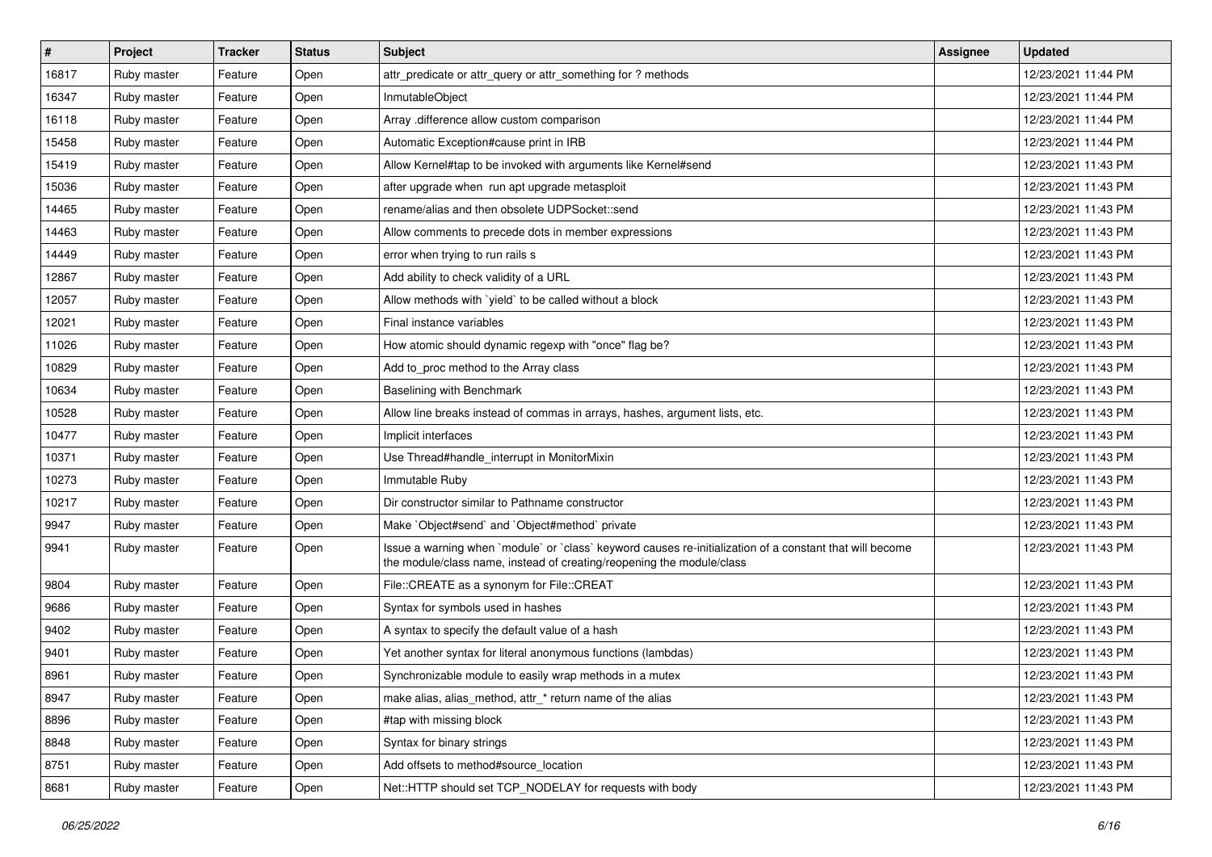| # | Project | Tracker | Status | Subject | Assignee | Updated |
|---|---|---|---|---|---|---|
| 16817 | Ruby master | Feature | Open | attr_predicate or attr_query or attr_something for ? methods | | 12/23/2021 11:44 PM |
| 16347 | Ruby master | Feature | Open | InmutableObject | | 12/23/2021 11:44 PM |
| 16118 | Ruby master | Feature | Open | Array .difference allow custom comparison | | 12/23/2021 11:44 PM |
| 15458 | Ruby master | Feature | Open | Automatic Exception#cause print in IRB | | 12/23/2021 11:44 PM |
| 15419 | Ruby master | Feature | Open | Allow Kernel#tap to be invoked with arguments like Kernel#send | | 12/23/2021 11:43 PM |
| 15036 | Ruby master | Feature | Open | after upgrade when run apt upgrade metasploit | | 12/23/2021 11:43 PM |
| 14465 | Ruby master | Feature | Open | rename/alias and then obsolete UDPSocket::send | | 12/23/2021 11:43 PM |
| 14463 | Ruby master | Feature | Open | Allow comments to precede dots in member expressions | | 12/23/2021 11:43 PM |
| 14449 | Ruby master | Feature | Open | error when trying to run rails s | | 12/23/2021 11:43 PM |
| 12867 | Ruby master | Feature | Open | Add ability to check validity of a URL | | 12/23/2021 11:43 PM |
| 12057 | Ruby master | Feature | Open | Allow methods with `yield` to be called without a block | | 12/23/2021 11:43 PM |
| 12021 | Ruby master | Feature | Open | Final instance variables | | 12/23/2021 11:43 PM |
| 11026 | Ruby master | Feature | Open | How atomic should dynamic regexp with "once" flag be? | | 12/23/2021 11:43 PM |
| 10829 | Ruby master | Feature | Open | Add to_proc method to the Array class | | 12/23/2021 11:43 PM |
| 10634 | Ruby master | Feature | Open | Baselining with Benchmark | | 12/23/2021 11:43 PM |
| 10528 | Ruby master | Feature | Open | Allow line breaks instead of commas in arrays, hashes, argument lists, etc. | | 12/23/2021 11:43 PM |
| 10477 | Ruby master | Feature | Open | Implicit interfaces | | 12/23/2021 11:43 PM |
| 10371 | Ruby master | Feature | Open | Use Thread#handle_interrupt in MonitorMixin | | 12/23/2021 11:43 PM |
| 10273 | Ruby master | Feature | Open | Immutable Ruby | | 12/23/2021 11:43 PM |
| 10217 | Ruby master | Feature | Open | Dir constructor similar to Pathname constructor | | 12/23/2021 11:43 PM |
| 9947 | Ruby master | Feature | Open | Make `Object#send` and `Object#method` private | | 12/23/2021 11:43 PM |
| 9941 | Ruby master | Feature | Open | Issue a warning when `module` or `class` keyword causes re-initialization of a constant that will become the module/class name, instead of creating/reopening the module/class | | 12/23/2021 11:43 PM |
| 9804 | Ruby master | Feature | Open | File::CREATE as a synonym for File::CREAT | | 12/23/2021 11:43 PM |
| 9686 | Ruby master | Feature | Open | Syntax for symbols used in hashes | | 12/23/2021 11:43 PM |
| 9402 | Ruby master | Feature | Open | A syntax to specify the default value of a hash | | 12/23/2021 11:43 PM |
| 9401 | Ruby master | Feature | Open | Yet another syntax for literal anonymous functions (lambdas) | | 12/23/2021 11:43 PM |
| 8961 | Ruby master | Feature | Open | Synchronizable module to easily wrap methods in a mutex | | 12/23/2021 11:43 PM |
| 8947 | Ruby master | Feature | Open | make alias, alias_method, attr_* return name of the alias | | 12/23/2021 11:43 PM |
| 8896 | Ruby master | Feature | Open | #tap with missing block | | 12/23/2021 11:43 PM |
| 8848 | Ruby master | Feature | Open | Syntax for binary strings | | 12/23/2021 11:43 PM |
| 8751 | Ruby master | Feature | Open | Add offsets to method#source_location | | 12/23/2021 11:43 PM |
| 8681 | Ruby master | Feature | Open | Net::HTTP should set TCP_NODELAY for requests with body | | 12/23/2021 11:43 PM |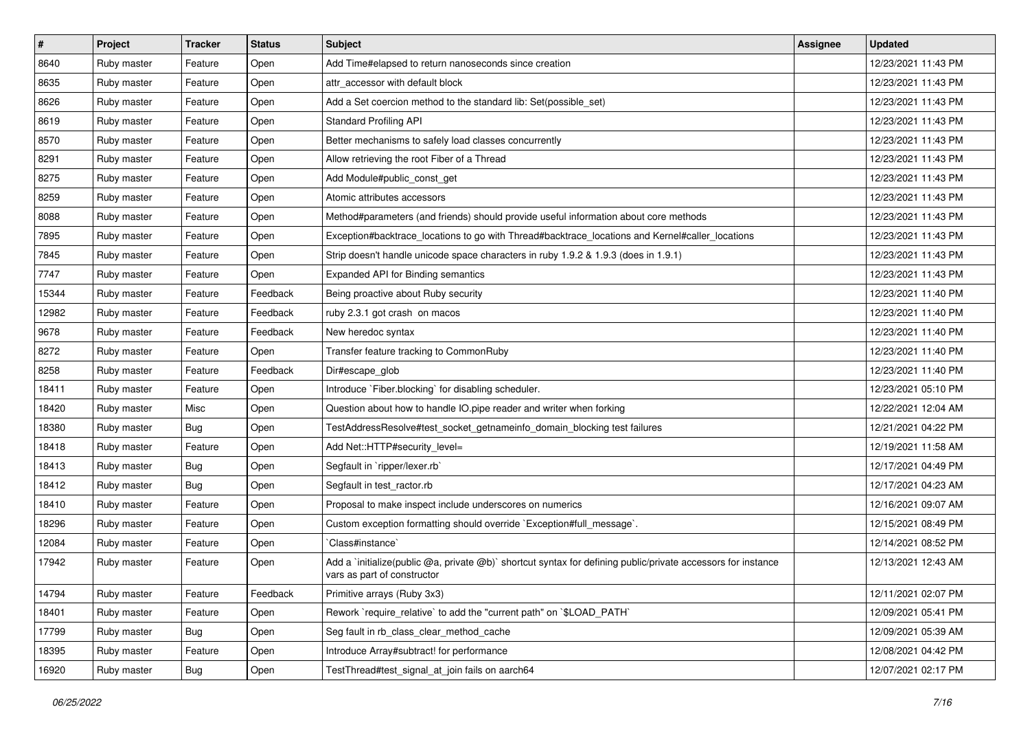| # | Project | Tracker | Status | Subject | Assignee | Updated |
|---|---|---|---|---|---|---|
| 8640 | Ruby master | Feature | Open | Add Time#elapsed to return nanoseconds since creation | | 12/23/2021 11:43 PM |
| 8635 | Ruby master | Feature | Open | attr_accessor with default block | | 12/23/2021 11:43 PM |
| 8626 | Ruby master | Feature | Open | Add a Set coercion method to the standard lib: Set(possible_set) | | 12/23/2021 11:43 PM |
| 8619 | Ruby master | Feature | Open | Standard Profiling API | | 12/23/2021 11:43 PM |
| 8570 | Ruby master | Feature | Open | Better mechanisms to safely load classes concurrently | | 12/23/2021 11:43 PM |
| 8291 | Ruby master | Feature | Open | Allow retrieving the root Fiber of a Thread | | 12/23/2021 11:43 PM |
| 8275 | Ruby master | Feature | Open | Add Module#public_const_get | | 12/23/2021 11:43 PM |
| 8259 | Ruby master | Feature | Open | Atomic attributes accessors | | 12/23/2021 11:43 PM |
| 8088 | Ruby master | Feature | Open | Method#parameters (and friends) should provide useful information about core methods | | 12/23/2021 11:43 PM |
| 7895 | Ruby master | Feature | Open | Exception#backtrace_locations to go with Thread#backtrace_locations and Kernel#caller_locations | | 12/23/2021 11:43 PM |
| 7845 | Ruby master | Feature | Open | Strip doesn't handle unicode space characters in ruby 1.9.2 & 1.9.3 (does in 1.9.1) | | 12/23/2021 11:43 PM |
| 7747 | Ruby master | Feature | Open | Expanded API for Binding semantics | | 12/23/2021 11:43 PM |
| 15344 | Ruby master | Feature | Feedback | Being proactive about Ruby security | | 12/23/2021 11:40 PM |
| 12982 | Ruby master | Feature | Feedback | ruby 2.3.1 got crash on macos | | 12/23/2021 11:40 PM |
| 9678 | Ruby master | Feature | Feedback | New heredoc syntax | | 12/23/2021 11:40 PM |
| 8272 | Ruby master | Feature | Open | Transfer feature tracking to CommonRuby | | 12/23/2021 11:40 PM |
| 8258 | Ruby master | Feature | Feedback | Dir#escape_glob | | 12/23/2021 11:40 PM |
| 18411 | Ruby master | Feature | Open | Introduce `Fiber.blocking` for disabling scheduler. | | 12/23/2021 05:10 PM |
| 18420 | Ruby master | Misc | Open | Question about how to handle IO.pipe reader and writer when forking | | 12/22/2021 12:04 AM |
| 18380 | Ruby master | Bug | Open | TestAddressResolve#test_socket_getnameinfo_domain_blocking test failures | | 12/21/2021 04:22 PM |
| 18418 | Ruby master | Feature | Open | Add Net::HTTP#security_level= | | 12/19/2021 11:58 AM |
| 18413 | Ruby master | Bug | Open | Segfault in `ripper/lexer.rb` | | 12/17/2021 04:49 PM |
| 18412 | Ruby master | Bug | Open | Segfault in test_ractor.rb | | 12/17/2021 04:23 AM |
| 18410 | Ruby master | Feature | Open | Proposal to make inspect include underscores on numerics | | 12/16/2021 09:07 AM |
| 18296 | Ruby master | Feature | Open | Custom exception formatting should override `Exception#full_message`. | | 12/15/2021 08:49 PM |
| 12084 | Ruby master | Feature | Open | `Class#instance` | | 12/14/2021 08:52 PM |
| 17942 | Ruby master | Feature | Open | Add a `initialize(public @a, private @b)` shortcut syntax for defining public/private accessors for instance vars as part of constructor | | 12/13/2021 12:43 AM |
| 14794 | Ruby master | Feature | Feedback | Primitive arrays (Ruby 3x3) | | 12/11/2021 02:07 PM |
| 18401 | Ruby master | Feature | Open | Rework `require_relative` to add the "current path" on `$LOAD_PATH` | | 12/09/2021 05:41 PM |
| 17799 | Ruby master | Bug | Open | Seg fault in rb_class_clear_method_cache | | 12/09/2021 05:39 AM |
| 18395 | Ruby master | Feature | Open | Introduce Array#subtract! for performance | | 12/08/2021 04:42 PM |
| 16920 | Ruby master | Bug | Open | TestThread#test_signal_at_join fails on aarch64 | | 12/07/2021 02:17 PM |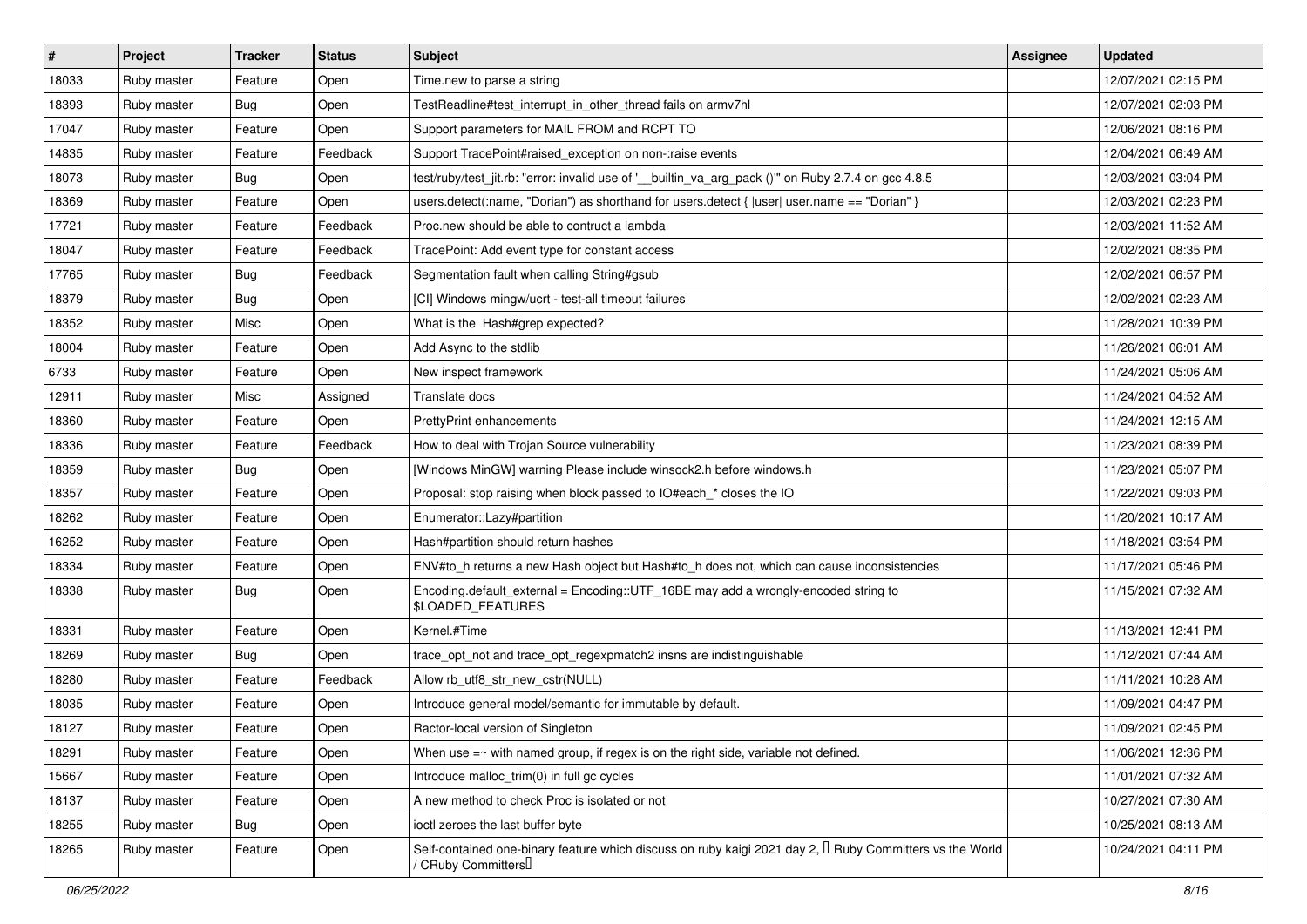| # | Project | Tracker | Status | Subject | Assignee | Updated |
|---|---|---|---|---|---|---|
| 18033 | Ruby master | Feature | Open | Time.new to parse a string | | 12/07/2021 02:15 PM |
| 18393 | Ruby master | Bug | Open | TestReadline#test_interrupt_in_other_thread fails on armv7hl | | 12/07/2021 02:03 PM |
| 17047 | Ruby master | Feature | Open | Support parameters for MAIL FROM and RCPT TO | | 12/06/2021 08:16 PM |
| 14835 | Ruby master | Feature | Feedback | Support TracePoint#raised_exception on non-:raise events | | 12/04/2021 06:49 AM |
| 18073 | Ruby master | Bug | Open | test/ruby/test_jit.rb: "error: invalid use of '__builtin_va_arg_pack ()'" on Ruby 2.7.4 on gcc 4.8.5 | | 12/03/2021 03:04 PM |
| 18369 | Ruby master | Feature | Open | users.detect(:name, "Dorian") as shorthand for users.detect { \|user\| user.name == "Dorian" } | | 12/03/2021 02:23 PM |
| 17721 | Ruby master | Feature | Feedback | Proc.new should be able to contruct a lambda | | 12/03/2021 11:52 AM |
| 18047 | Ruby master | Feature | Feedback | TracePoint: Add event type for constant access | | 12/02/2021 08:35 PM |
| 17765 | Ruby master | Bug | Feedback | Segmentation fault when calling String#gsub | | 12/02/2021 06:57 PM |
| 18379 | Ruby master | Bug | Open | [CI] Windows mingw/ucrt - test-all timeout failures | | 12/02/2021 02:23 AM |
| 18352 | Ruby master | Misc | Open | What is the Hash#grep expected? | | 11/28/2021 10:39 PM |
| 18004 | Ruby master | Feature | Open | Add Async to the stdlib | | 11/26/2021 06:01 AM |
| 6733 | Ruby master | Feature | Open | New inspect framework | | 11/24/2021 05:06 AM |
| 12911 | Ruby master | Misc | Assigned | Translate docs | | 11/24/2021 04:52 AM |
| 18360 | Ruby master | Feature | Open | PrettyPrint enhancements | | 11/24/2021 12:15 AM |
| 18336 | Ruby master | Feature | Feedback | How to deal with Trojan Source vulnerability | | 11/23/2021 08:39 PM |
| 18359 | Ruby master | Bug | Open | [Windows MinGW] warning Please include winsock2.h before windows.h | | 11/23/2021 05:07 PM |
| 18357 | Ruby master | Feature | Open | Proposal: stop raising when block passed to IO#each_* closes the IO | | 11/22/2021 09:03 PM |
| 18262 | Ruby master | Feature | Open | Enumerator::Lazy#partition | | 11/20/2021 10:17 AM |
| 16252 | Ruby master | Feature | Open | Hash#partition should return hashes | | 11/18/2021 03:54 PM |
| 18334 | Ruby master | Feature | Open | ENV#to_h returns a new Hash object but Hash#to_h does not, which can cause inconsistencies | | 11/17/2021 05:46 PM |
| 18338 | Ruby master | Bug | Open | Encoding.default_external = Encoding::UTF_16BE may add a wrongly-encoded string to $LOADED_FEATURES | | 11/15/2021 07:32 AM |
| 18331 | Ruby master | Feature | Open | Kernel.#Time | | 11/13/2021 12:41 PM |
| 18269 | Ruby master | Bug | Open | trace_opt_not and trace_opt_regexpmatch2 insns are indistinguishable | | 11/12/2021 07:44 AM |
| 18280 | Ruby master | Feature | Feedback | Allow rb_utf8_str_new_cstr(NULL) | | 11/11/2021 10:28 AM |
| 18035 | Ruby master | Feature | Open | Introduce general model/semantic for immutable by default. | | 11/09/2021 04:47 PM |
| 18127 | Ruby master | Feature | Open | Ractor-local version of Singleton | | 11/09/2021 02:45 PM |
| 18291 | Ruby master | Feature | Open | When use =~ with named group, if regex is on the right side, variable not defined. | | 11/06/2021 12:36 PM |
| 15667 | Ruby master | Feature | Open | Introduce malloc_trim(0) in full gc cycles | | 11/01/2021 07:32 AM |
| 18137 | Ruby master | Feature | Open | A new method to check Proc is isolated or not | | 10/27/2021 07:30 AM |
| 18255 | Ruby master | Bug | Open | ioctl zeroes the last buffer byte | | 10/25/2021 08:13 AM |
| 18265 | Ruby master | Feature | Open | Self-contained one-binary feature which discuss on ruby kaigi 2021 day 2, 「Ruby Committers vs the World / CRuby Committers」 | | 10/24/2021 04:11 PM |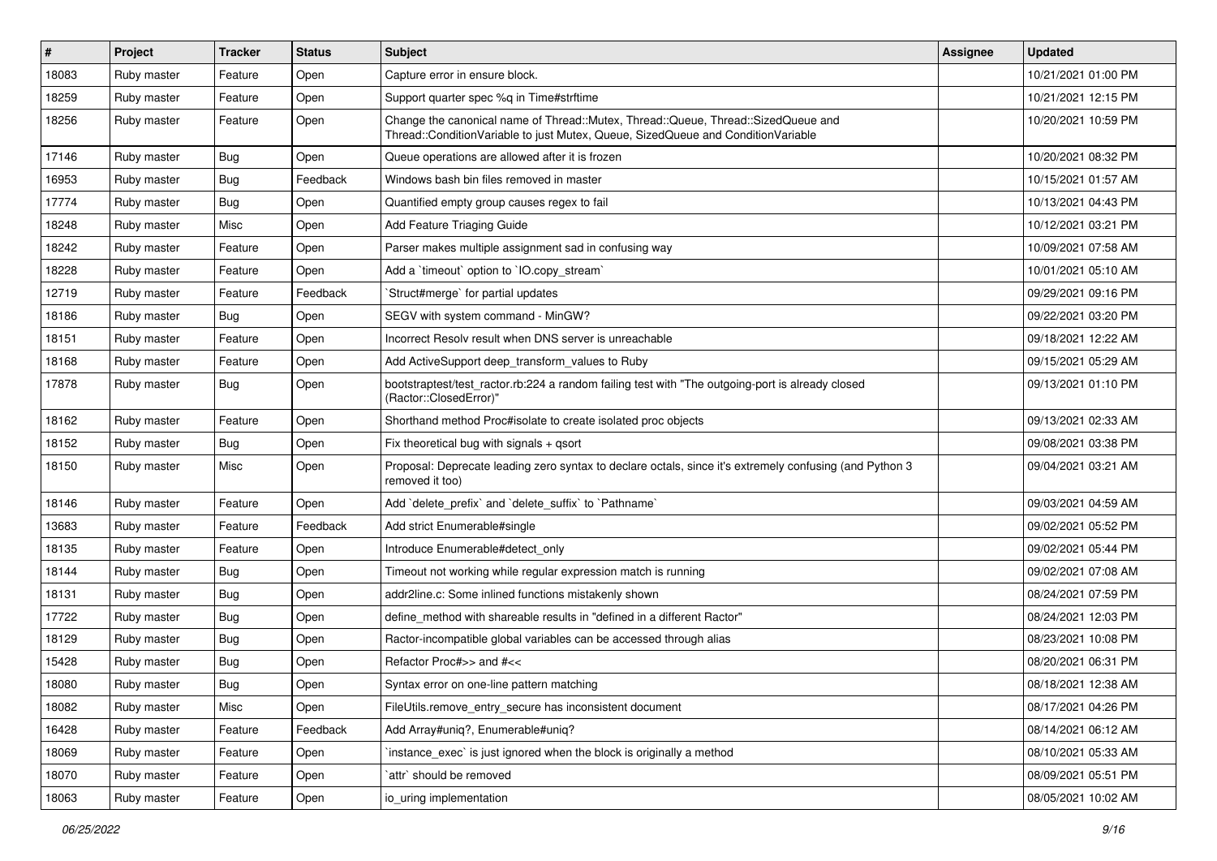| # | Project | Tracker | Status | Subject | Assignee | Updated |
|---|---|---|---|---|---|---|
| 18083 | Ruby master | Feature | Open | Capture error in ensure block. | | 10/21/2021 01:00 PM |
| 18259 | Ruby master | Feature | Open | Support quarter spec %q in Time#strftime | | 10/21/2021 12:15 PM |
| 18256 | Ruby master | Feature | Open | Change the canonical name of Thread::Mutex, Thread::Queue, Thread::SizedQueue and Thread::ConditionVariable to just Mutex, Queue, SizedQueue and ConditionVariable | | 10/20/2021 10:59 PM |
| 17146 | Ruby master | Bug | Open | Queue operations are allowed after it is frozen | | 10/20/2021 08:32 PM |
| 16953 | Ruby master | Bug | Feedback | Windows bash bin files removed in master | | 10/15/2021 01:57 AM |
| 17774 | Ruby master | Bug | Open | Quantified empty group causes regex to fail | | 10/13/2021 04:43 PM |
| 18248 | Ruby master | Misc | Open | Add Feature Triaging Guide | | 10/12/2021 03:21 PM |
| 18242 | Ruby master | Feature | Open | Parser makes multiple assignment sad in confusing way | | 10/09/2021 07:58 AM |
| 18228 | Ruby master | Feature | Open | Add a `timeout` option to `IO.copy_stream` | | 10/01/2021 05:10 AM |
| 12719 | Ruby master | Feature | Feedback | `Struct#merge` for partial updates | | 09/29/2021 09:16 PM |
| 18186 | Ruby master | Bug | Open | SEGV with system command - MinGW? | | 09/22/2021 03:20 PM |
| 18151 | Ruby master | Feature | Open | Incorrect Resolv result when DNS server is unreachable | | 09/18/2021 12:22 AM |
| 18168 | Ruby master | Feature | Open | Add ActiveSupport deep_transform_values to Ruby | | 09/15/2021 05:29 AM |
| 17878 | Ruby master | Bug | Open | bootstraptest/test_ractor.rb:224 a random failing test with "The outgoing-port is already closed (Ractor::ClosedError)" | | 09/13/2021 01:10 PM |
| 18162 | Ruby master | Feature | Open | Shorthand method Proc#isolate to create isolated proc objects | | 09/13/2021 02:33 AM |
| 18152 | Ruby master | Bug | Open | Fix theoretical bug with signals + qsort | | 09/08/2021 03:38 PM |
| 18150 | Ruby master | Misc | Open | Proposal: Deprecate leading zero syntax to declare octals, since it's extremely confusing (and Python 3 removed it too) | | 09/04/2021 03:21 AM |
| 18146 | Ruby master | Feature | Open | Add `delete_prefix` and `delete_suffix` to `Pathname` | | 09/03/2021 04:59 AM |
| 13683 | Ruby master | Feature | Feedback | Add strict Enumerable#single | | 09/02/2021 05:52 PM |
| 18135 | Ruby master | Feature | Open | Introduce Enumerable#detect_only | | 09/02/2021 05:44 PM |
| 18144 | Ruby master | Bug | Open | Timeout not working while regular expression match is running | | 09/02/2021 07:08 AM |
| 18131 | Ruby master | Bug | Open | addr2line.c: Some inlined functions mistakenly shown | | 08/24/2021 07:59 PM |
| 17722 | Ruby master | Bug | Open | define_method with shareable results in "defined in a different Ractor" | | 08/24/2021 12:03 PM |
| 18129 | Ruby master | Bug | Open | Ractor-incompatible global variables can be accessed through alias | | 08/23/2021 10:08 PM |
| 15428 | Ruby master | Bug | Open | Refactor Proc#>> and #<< | | 08/20/2021 06:31 PM |
| 18080 | Ruby master | Bug | Open | Syntax error on one-line pattern matching | | 08/18/2021 12:38 AM |
| 18082 | Ruby master | Misc | Open | FileUtils.remove_entry_secure has inconsistent document | | 08/17/2021 04:26 PM |
| 16428 | Ruby master | Feature | Feedback | Add Array#uniq?, Enumerable#uniq? | | 08/14/2021 06:12 AM |
| 18069 | Ruby master | Feature | Open | `instance_exec` is just ignored when the block is originally a method | | 08/10/2021 05:33 AM |
| 18070 | Ruby master | Feature | Open | `attr` should be removed | | 08/09/2021 05:51 PM |
| 18063 | Ruby master | Feature | Open | io_uring implementation | | 08/05/2021 10:02 AM |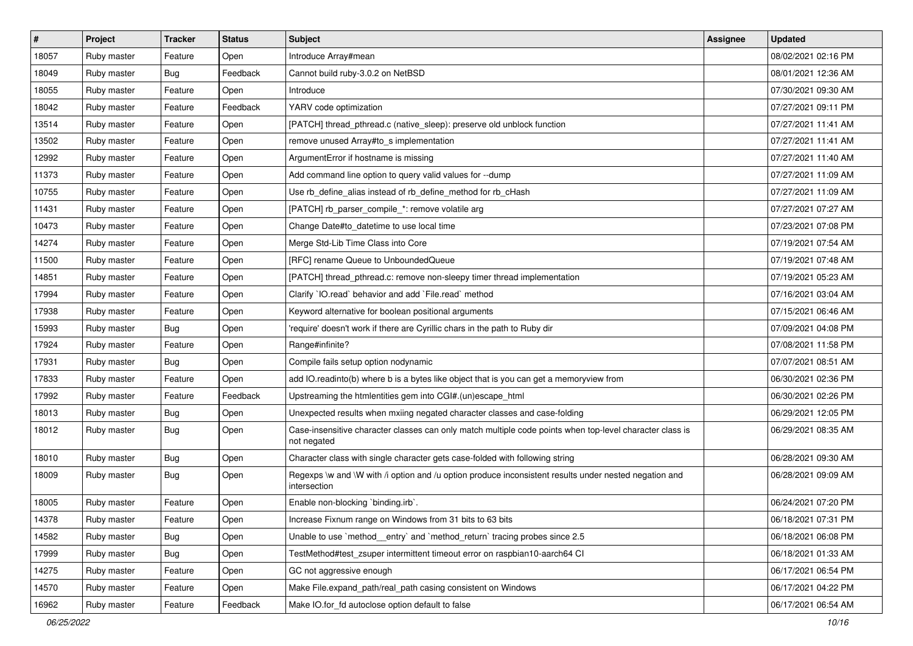| # | Project | Tracker | Status | Subject | Assignee | Updated |
|---|---|---|---|---|---|---|
| 18057 | Ruby master | Feature | Open | Introduce Array#mean | | 08/02/2021 02:16 PM |
| 18049 | Ruby master | Bug | Feedback | Cannot build ruby-3.0.2 on NetBSD | | 08/01/2021 12:36 AM |
| 18055 | Ruby master | Feature | Open | Introduce | | 07/30/2021 09:30 AM |
| 18042 | Ruby master | Feature | Feedback | YARV code optimization | | 07/27/2021 09:11 PM |
| 13514 | Ruby master | Feature | Open | [PATCH] thread_pthread.c (native_sleep): preserve old unblock function | | 07/27/2021 11:41 AM |
| 13502 | Ruby master | Feature | Open | remove unused Array#to_s implementation | | 07/27/2021 11:41 AM |
| 12992 | Ruby master | Feature | Open | ArgumentError if hostname is missing | | 07/27/2021 11:40 AM |
| 11373 | Ruby master | Feature | Open | Add command line option to query valid values for --dump | | 07/27/2021 11:09 AM |
| 10755 | Ruby master | Feature | Open | Use rb_define_alias instead of rb_define_method for rb_cHash | | 07/27/2021 11:09 AM |
| 11431 | Ruby master | Feature | Open | [PATCH] rb_parser_compile_*: remove volatile arg | | 07/27/2021 07:27 AM |
| 10473 | Ruby master | Feature | Open | Change Date#to_datetime to use local time | | 07/23/2021 07:08 PM |
| 14274 | Ruby master | Feature | Open | Merge Std-Lib Time Class into Core | | 07/19/2021 07:54 AM |
| 11500 | Ruby master | Feature | Open | [RFC] rename Queue to UnboundedQueue | | 07/19/2021 07:48 AM |
| 14851 | Ruby master | Feature | Open | [PATCH] thread_pthread.c: remove non-sleepy timer thread implementation | | 07/19/2021 05:23 AM |
| 17994 | Ruby master | Feature | Open | Clarify `IO.read` behavior and add `File.read` method | | 07/16/2021 03:04 AM |
| 17938 | Ruby master | Feature | Open | Keyword alternative for boolean positional arguments | | 07/15/2021 06:46 AM |
| 15993 | Ruby master | Bug | Open | 'require' doesn't work if there are Cyrillic chars in the path to Ruby dir | | 07/09/2021 04:08 PM |
| 17924 | Ruby master | Feature | Open | Range#infinite? | | 07/08/2021 11:58 PM |
| 17931 | Ruby master | Bug | Open | Compile fails setup option nodynamic | | 07/07/2021 08:51 AM |
| 17833 | Ruby master | Feature | Open | add IO.readinto(b) where b is a bytes like object that is you can get a memoryview from | | 06/30/2021 02:36 PM |
| 17992 | Ruby master | Feature | Feedback | Upstreaming the htmlentities gem into CGI#.(un)escape_html | | 06/30/2021 02:26 PM |
| 18013 | Ruby master | Bug | Open | Unexpected results when mxiing negated character classes and case-folding | | 06/29/2021 12:05 PM |
| 18012 | Ruby master | Bug | Open | Case-insensitive character classes can only match multiple code points when top-level character class is not negated | | 06/29/2021 08:35 AM |
| 18010 | Ruby master | Bug | Open | Character class with single character gets case-folded with following string | | 06/28/2021 09:30 AM |
| 18009 | Ruby master | Bug | Open | Regexps \w and \W with /i option and /u option produce inconsistent results under nested negation and intersection | | 06/28/2021 09:09 AM |
| 18005 | Ruby master | Feature | Open | Enable non-blocking `binding.irb`. | | 06/24/2021 07:20 PM |
| 14378 | Ruby master | Feature | Open | Increase Fixnum range on Windows from 31 bits to 63 bits | | 06/18/2021 07:31 PM |
| 14582 | Ruby master | Bug | Open | Unable to use `method__entry` and `method_return` tracing probes since 2.5 | | 06/18/2021 06:08 PM |
| 17999 | Ruby master | Bug | Open | TestMethod#test_zsuper intermittent timeout error on raspbian10-aarch64 CI | | 06/18/2021 01:33 AM |
| 14275 | Ruby master | Feature | Open | GC not aggressive enough | | 06/17/2021 06:54 PM |
| 14570 | Ruby master | Feature | Open | Make File.expand_path/real_path casing consistent on Windows | | 06/17/2021 04:22 PM |
| 16962 | Ruby master | Feature | Feedback | Make IO.for_fd autoclose option default to false | | 06/17/2021 06:54 AM |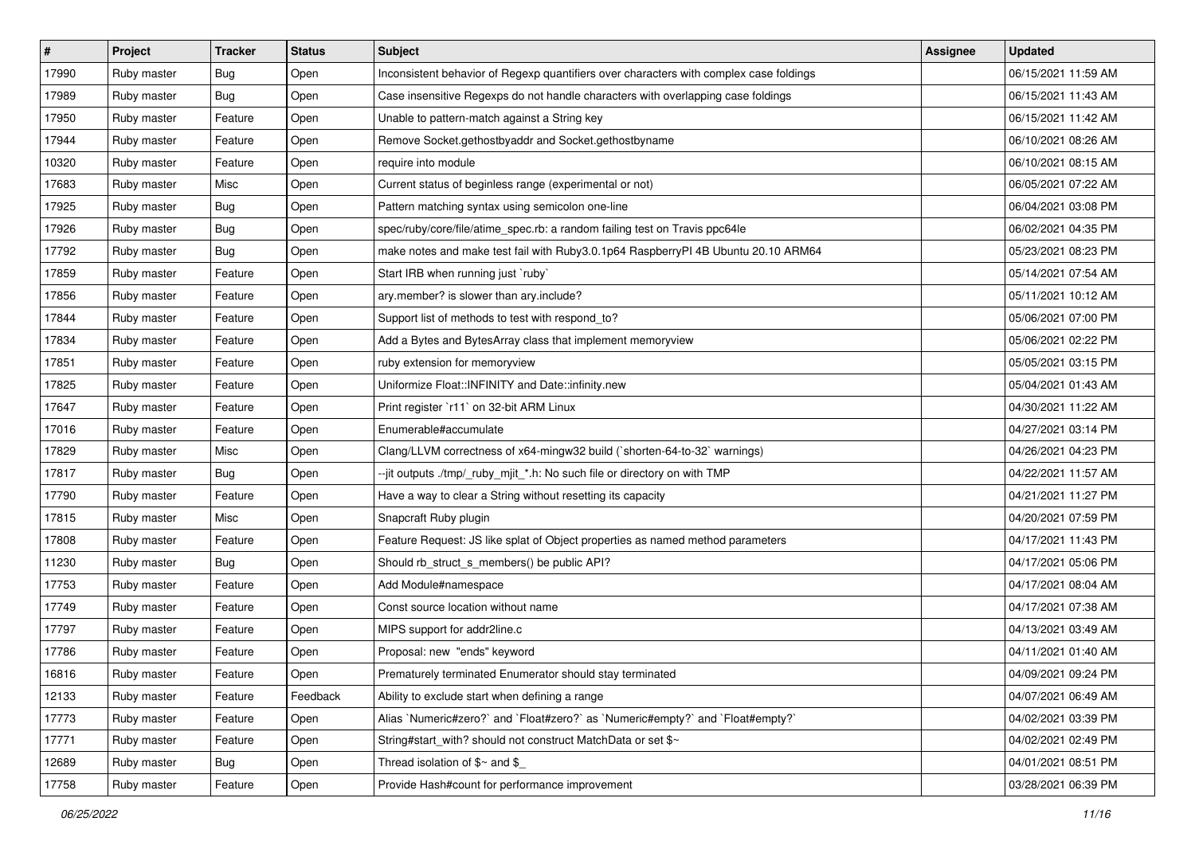| # | Project | Tracker | Status | Subject | Assignee | Updated |
|---|---|---|---|---|---|---|
| 17990 | Ruby master | Bug | Open | Inconsistent behavior of Regexp quantifiers over characters with complex case foldings | | 06/15/2021 11:59 AM |
| 17989 | Ruby master | Bug | Open | Case insensitive Regexps do not handle characters with overlapping case foldings | | 06/15/2021 11:43 AM |
| 17950 | Ruby master | Feature | Open | Unable to pattern-match against a String key | | 06/15/2021 11:42 AM |
| 17944 | Ruby master | Feature | Open | Remove Socket.gethostbyaddr and Socket.gethostbyname | | 06/10/2021 08:26 AM |
| 10320 | Ruby master | Feature | Open | require into module | | 06/10/2021 08:15 AM |
| 17683 | Ruby master | Misc | Open | Current status of beginless range (experimental or not) | | 06/05/2021 07:22 AM |
| 17925 | Ruby master | Bug | Open | Pattern matching syntax using semicolon one-line | | 06/04/2021 03:08 PM |
| 17926 | Ruby master | Bug | Open | spec/ruby/core/file/atime_spec.rb: a random failing test on Travis ppc64le | | 06/02/2021 04:35 PM |
| 17792 | Ruby master | Bug | Open | make notes and make test fail with Ruby3.0.1p64 RaspberryPI 4B Ubuntu 20.10 ARM64 | | 05/23/2021 08:23 PM |
| 17859 | Ruby master | Feature | Open | Start IRB when running just `ruby` | | 05/14/2021 07:54 AM |
| 17856 | Ruby master | Feature | Open | ary.member? is slower than ary.include? | | 05/11/2021 10:12 AM |
| 17844 | Ruby master | Feature | Open | Support list of methods to test with respond_to? | | 05/06/2021 07:00 PM |
| 17834 | Ruby master | Feature | Open | Add a Bytes and BytesArray class that implement memoryview | | 05/06/2021 02:22 PM |
| 17851 | Ruby master | Feature | Open | ruby extension for memoryview | | 05/05/2021 03:15 PM |
| 17825 | Ruby master | Feature | Open | Uniformize Float::INFINITY and Date::infinity.new | | 05/04/2021 01:43 AM |
| 17647 | Ruby master | Feature | Open | Print register `r11` on 32-bit ARM Linux | | 04/30/2021 11:22 AM |
| 17016 | Ruby master | Feature | Open | Enumerable#accumulate | | 04/27/2021 03:14 PM |
| 17829 | Ruby master | Misc | Open | Clang/LLVM correctness of x64-mingw32 build (`shorten-64-to-32` warnings) | | 04/26/2021 04:23 PM |
| 17817 | Ruby master | Bug | Open | --jit outputs ./tmp/_ruby_mjit_*.h: No such file or directory on with TMP | | 04/22/2021 11:57 AM |
| 17790 | Ruby master | Feature | Open | Have a way to clear a String without resetting its capacity | | 04/21/2021 11:27 PM |
| 17815 | Ruby master | Misc | Open | Snapcraft Ruby plugin | | 04/20/2021 07:59 PM |
| 17808 | Ruby master | Feature | Open | Feature Request: JS like splat of Object properties as named method parameters | | 04/17/2021 11:43 PM |
| 11230 | Ruby master | Bug | Open | Should rb_struct_s_members() be public API? | | 04/17/2021 05:06 PM |
| 17753 | Ruby master | Feature | Open | Add Module#namespace | | 04/17/2021 08:04 AM |
| 17749 | Ruby master | Feature | Open | Const source location without name | | 04/17/2021 07:38 AM |
| 17797 | Ruby master | Feature | Open | MIPS support for addr2line.c | | 04/13/2021 03:49 AM |
| 17786 | Ruby master | Feature | Open | Proposal: new "ends" keyword | | 04/11/2021 01:40 AM |
| 16816 | Ruby master | Feature | Open | Prematurely terminated Enumerator should stay terminated | | 04/09/2021 09:24 PM |
| 12133 | Ruby master | Feature | Feedback | Ability to exclude start when defining a range | | 04/07/2021 06:49 AM |
| 17773 | Ruby master | Feature | Open | Alias `Numeric#zero?` and `Float#zero?` as `Numeric#empty?` and `Float#empty?` | | 04/02/2021 03:39 PM |
| 17771 | Ruby master | Feature | Open | String#start_with? should not construct MatchData or set $~ | | 04/02/2021 02:49 PM |
| 12689 | Ruby master | Bug | Open | Thread isolation of $~ and $_ | | 04/01/2021 08:51 PM |
| 17758 | Ruby master | Feature | Open | Provide Hash#count for performance improvement | | 03/28/2021 06:39 PM |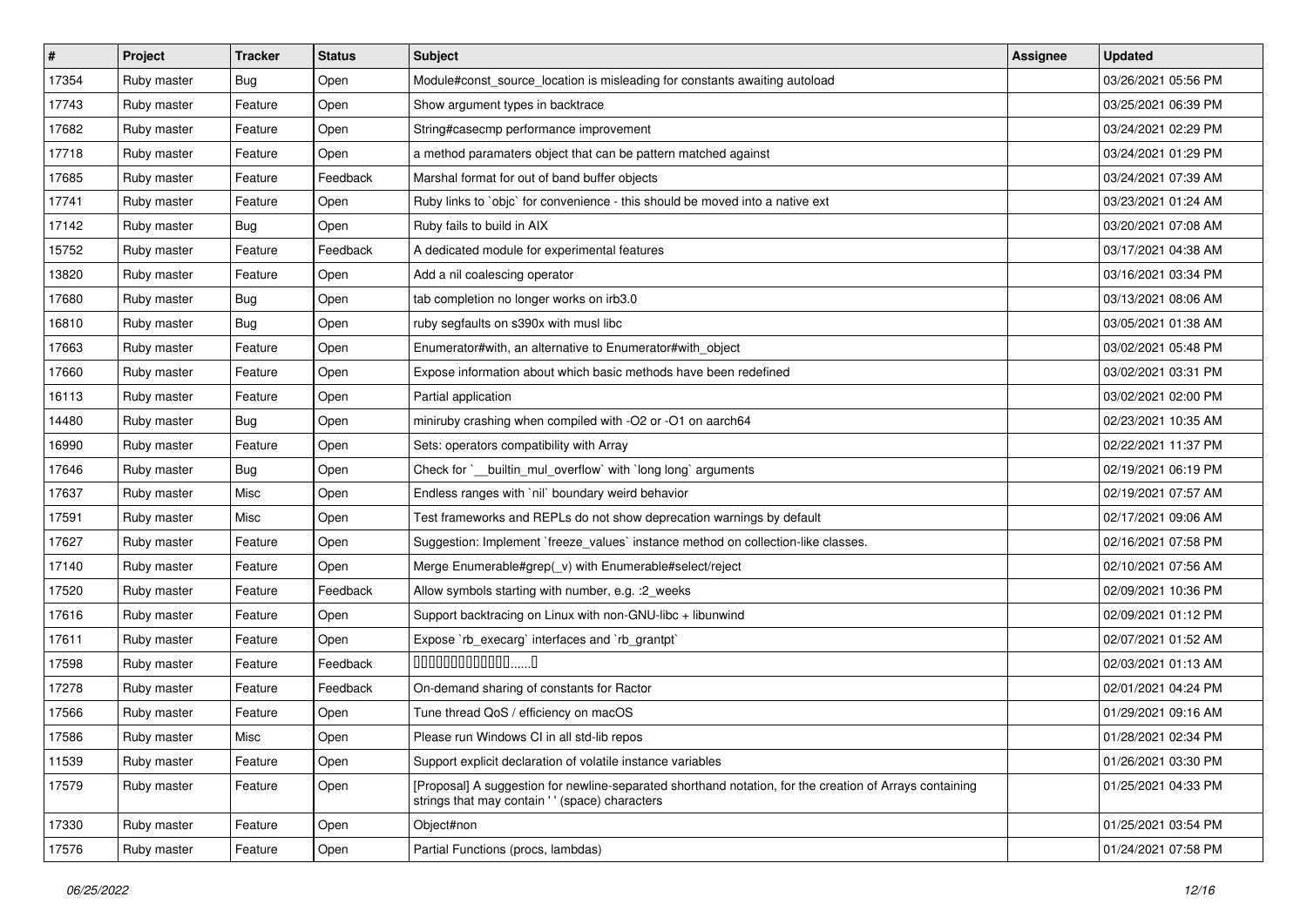| # | Project | Tracker | Status | Subject | Assignee | Updated |
|---|---|---|---|---|---|---|
| 17354 | Ruby master | Bug | Open | Module#const_source_location is misleading for constants awaiting autoload | | 03/26/2021 05:56 PM |
| 17743 | Ruby master | Feature | Open | Show argument types in backtrace | | 03/25/2021 06:39 PM |
| 17682 | Ruby master | Feature | Open | String#casecmp performance improvement | | 03/24/2021 02:29 PM |
| 17718 | Ruby master | Feature | Open | a method paramaters object that can be pattern matched against | | 03/24/2021 01:29 PM |
| 17685 | Ruby master | Feature | Feedback | Marshal format for out of band buffer objects | | 03/24/2021 07:39 AM |
| 17741 | Ruby master | Feature | Open | Ruby links to `objc` for convenience - this should be moved into a native ext | | 03/23/2021 01:24 AM |
| 17142 | Ruby master | Bug | Open | Ruby fails to build in AIX | | 03/20/2021 07:08 AM |
| 15752 | Ruby master | Feature | Feedback | A dedicated module for experimental features | | 03/17/2021 04:38 AM |
| 13820 | Ruby master | Feature | Open | Add a nil coalescing operator | | 03/16/2021 03:34 PM |
| 17680 | Ruby master | Bug | Open | tab completion no longer works on irb3.0 | | 03/13/2021 08:06 AM |
| 16810 | Ruby master | Bug | Open | ruby segfaults on s390x with musl libc | | 03/05/2021 01:38 AM |
| 17663 | Ruby master | Feature | Open | Enumerator#with, an alternative to Enumerator#with_object | | 03/02/2021 05:48 PM |
| 17660 | Ruby master | Feature | Open | Expose information about which basic methods have been redefined | | 03/02/2021 03:31 PM |
| 16113 | Ruby master | Feature | Open | Partial application | | 03/02/2021 02:00 PM |
| 14480 | Ruby master | Bug | Open | miniruby crashing when compiled with -O2 or -O1 on aarch64 | | 02/23/2021 10:35 AM |
| 16990 | Ruby master | Feature | Open | Sets: operators compatibility with Array | | 02/22/2021 11:37 PM |
| 17646 | Ruby master | Bug | Open | Check for `__builtin_mul_overflow` with `long long` arguments | | 02/19/2021 06:19 PM |
| 17637 | Ruby master | Misc | Open | Endless ranges with `nil` boundary weird behavior | | 02/19/2021 07:57 AM |
| 17591 | Ruby master | Misc | Open | Test frameworks and REPLs do not show deprecation warnings by default | | 02/17/2021 09:06 AM |
| 17627 | Ruby master | Feature | Open | Suggestion: Implement `freeze_values` instance method on collection-like classes. | | 02/16/2021 07:58 PM |
| 17140 | Ruby master | Feature | Open | Merge Enumerable#grep(_v) with Enumerable#select/reject | | 02/10/2021 07:56 AM |
| 17520 | Ruby master | Feature | Feedback | Allow symbols starting with number, e.g. :2_weeks | | 02/09/2021 10:36 PM |
| 17616 | Ruby master | Feature | Open | Support backtracking on Linux with non-GNU-libc + libunwind | | 02/09/2021 01:12 PM |
| 17611 | Ruby master | Feature | Open | Expose `rb_execarg` interfaces and `rb_grantpt` | | 02/07/2021 01:52 AM |
| 17598 | Ruby master | Feature | Feedback | ▯▯▯▯▯▯▯▯▯▯▯▯▯......▯ | | 02/03/2021 01:13 AM |
| 17278 | Ruby master | Feature | Feedback | On-demand sharing of constants for Ractor | | 02/01/2021 04:24 PM |
| 17566 | Ruby master | Feature | Open | Tune thread QoS / efficiency on macOS | | 01/29/2021 09:16 AM |
| 17586 | Ruby master | Misc | Open | Please run Windows CI in all std-lib repos | | 01/28/2021 02:34 PM |
| 11539 | Ruby master | Feature | Open | Support explicit declaration of volatile instance variables | | 01/26/2021 03:30 PM |
| 17579 | Ruby master | Feature | Open | [Proposal] A suggestion for newline-separated shorthand notation, for the creation of Arrays containing strings that may contain ' ' (space) characters | | 01/25/2021 04:33 PM |
| 17330 | Ruby master | Feature | Open | Object#non | | 01/25/2021 03:54 PM |
| 17576 | Ruby master | Feature | Open | Partial Functions (procs, lambdas) | | 01/24/2021 07:58 PM |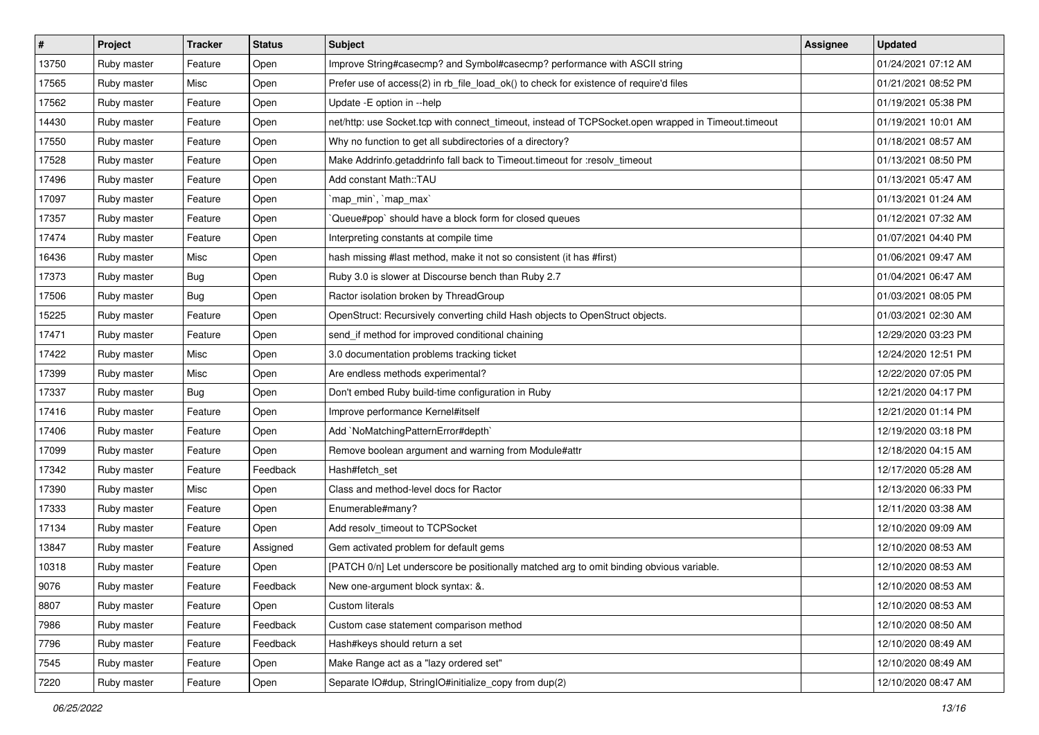| # | Project | Tracker | Status | Subject | Assignee | Updated |
|---|---|---|---|---|---|---|
| 13750 | Ruby master | Feature | Open | Improve String#casecmp? and Symbol#casecmp? performance with ASCII string | | 01/24/2021 07:12 AM |
| 17565 | Ruby master | Misc | Open | Prefer use of access(2) in rb_file_load_ok() to check for existence of require'd files | | 01/21/2021 08:52 PM |
| 17562 | Ruby master | Feature | Open | Update -E option in --help | | 01/19/2021 05:38 PM |
| 14430 | Ruby master | Feature | Open | net/http: use Socket.tcp with connect_timeout, instead of TCPSocket.open wrapped in Timeout.timeout | | 01/19/2021 10:01 AM |
| 17550 | Ruby master | Feature | Open | Why no function to get all subdirectories of a directory? | | 01/18/2021 08:57 AM |
| 17528 | Ruby master | Feature | Open | Make Addrinfo.getaddrinfo fall back to Timeout.timeout for :resolv_timeout | | 01/13/2021 08:50 PM |
| 17496 | Ruby master | Feature | Open | Add constant Math::TAU | | 01/13/2021 05:47 AM |
| 17097 | Ruby master | Feature | Open | `map_min`, `map_max` | | 01/13/2021 01:24 AM |
| 17357 | Ruby master | Feature | Open | `Queue#pop` should have a block form for closed queues | | 01/12/2021 07:32 AM |
| 17474 | Ruby master | Feature | Open | Interpreting constants at compile time | | 01/07/2021 04:40 PM |
| 16436 | Ruby master | Misc | Open | hash missing #last method, make it not so consistent (it has #first) | | 01/06/2021 09:47 AM |
| 17373 | Ruby master | Bug | Open | Ruby 3.0 is slower at Discourse bench than Ruby 2.7 | | 01/04/2021 06:47 AM |
| 17506 | Ruby master | Bug | Open | Ractor isolation broken by ThreadGroup | | 01/03/2021 08:05 PM |
| 15225 | Ruby master | Feature | Open | OpenStruct: Recursively converting child Hash objects to OpenStruct objects. | | 01/03/2021 02:30 AM |
| 17471 | Ruby master | Feature | Open | send_if method for improved conditional chaining | | 12/29/2020 03:23 PM |
| 17422 | Ruby master | Misc | Open | 3.0 documentation problems tracking ticket | | 12/24/2020 12:51 PM |
| 17399 | Ruby master | Misc | Open | Are endless methods experimental? | | 12/22/2020 07:05 PM |
| 17337 | Ruby master | Bug | Open | Don't embed Ruby build-time configuration in Ruby | | 12/21/2020 04:17 PM |
| 17416 | Ruby master | Feature | Open | Improve performance Kernel#itself | | 12/21/2020 01:14 PM |
| 17406 | Ruby master | Feature | Open | Add `NoMatchingPatternError#depth` | | 12/19/2020 03:18 PM |
| 17099 | Ruby master | Feature | Open | Remove boolean argument and warning from Module#attr | | 12/18/2020 04:15 AM |
| 17342 | Ruby master | Feature | Feedback | Hash#fetch_set | | 12/17/2020 05:28 AM |
| 17390 | Ruby master | Misc | Open | Class and method-level docs for Ractor | | 12/13/2020 06:33 PM |
| 17333 | Ruby master | Feature | Open | Enumerable#many? | | 12/11/2020 03:38 AM |
| 17134 | Ruby master | Feature | Open | Add resolv_timeout to TCPSocket | | 12/10/2020 09:09 AM |
| 13847 | Ruby master | Feature | Assigned | Gem activated problem for default gems | | 12/10/2020 08:53 AM |
| 10318 | Ruby master | Feature | Open | [PATCH 0/n] Let underscore be positionally matched arg to omit binding obvious variable. | | 12/10/2020 08:53 AM |
| 9076 | Ruby master | Feature | Feedback | New one-argument block syntax: &. | | 12/10/2020 08:53 AM |
| 8807 | Ruby master | Feature | Open | Custom literals | | 12/10/2020 08:53 AM |
| 7986 | Ruby master | Feature | Feedback | Custom case statement comparison method | | 12/10/2020 08:50 AM |
| 7796 | Ruby master | Feature | Feedback | Hash#keys should return a set | | 12/10/2020 08:49 AM |
| 7545 | Ruby master | Feature | Open | Make Range act as a "lazy ordered set" | | 12/10/2020 08:49 AM |
| 7220 | Ruby master | Feature | Open | Separate IO#dup, StringIO#initialize_copy from dup(2) | | 12/10/2020 08:47 AM |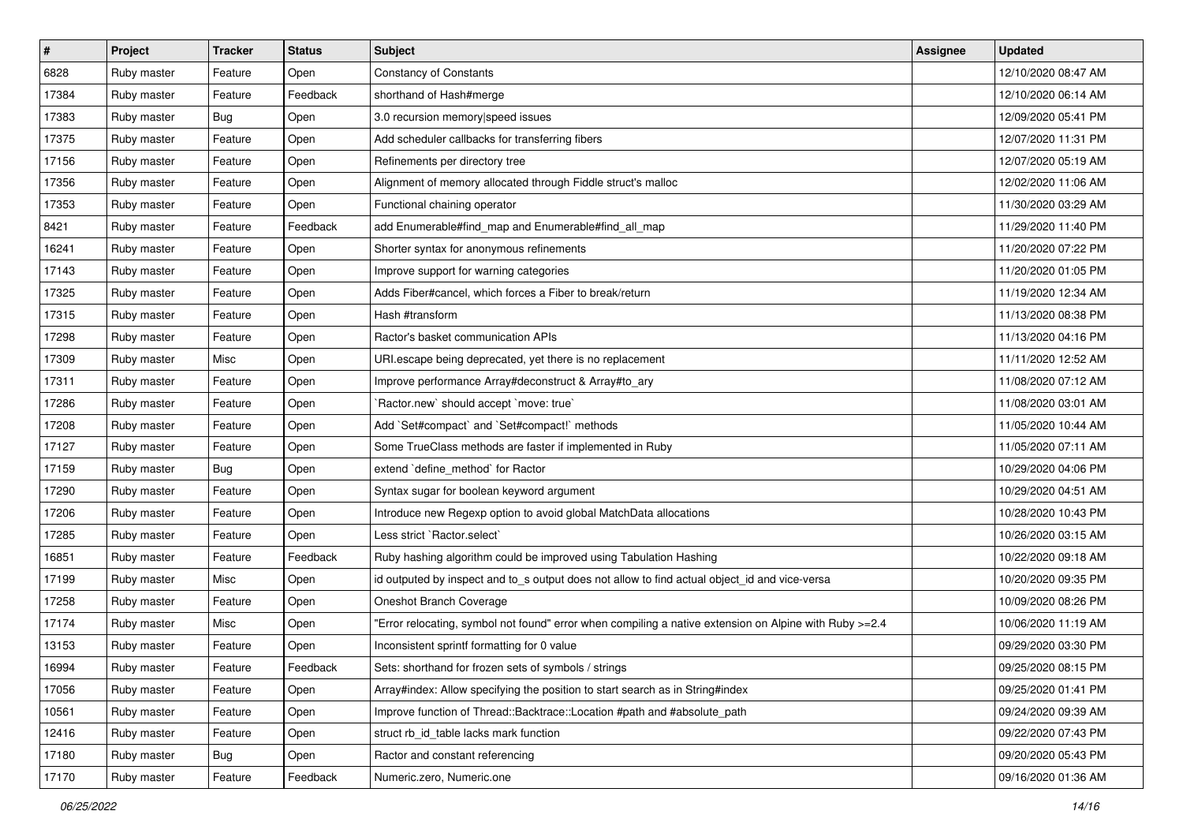| # | Project | Tracker | Status | Subject | Assignee | Updated |
|---|---|---|---|---|---|---|
| 6828 | Ruby master | Feature | Open | Constancy of Constants | | 12/10/2020 08:47 AM |
| 17384 | Ruby master | Feature | Feedback | shorthand of Hash#merge | | 12/10/2020 06:14 AM |
| 17383 | Ruby master | Bug | Open | 3.0 recursion memory\|speed issues | | 12/09/2020 05:41 PM |
| 17375 | Ruby master | Feature | Open | Add scheduler callbacks for transferring fibers | | 12/07/2020 11:31 PM |
| 17156 | Ruby master | Feature | Open | Refinements per directory tree | | 12/07/2020 05:19 AM |
| 17356 | Ruby master | Feature | Open | Alignment of memory allocated through Fiddle struct's malloc | | 12/02/2020 11:06 AM |
| 17353 | Ruby master | Feature | Open | Functional chaining operator | | 11/30/2020 03:29 AM |
| 8421 | Ruby master | Feature | Feedback | add Enumerable#find_map and Enumerable#find_all_map | | 11/29/2020 11:40 PM |
| 16241 | Ruby master | Feature | Open | Shorter syntax for anonymous refinements | | 11/20/2020 07:22 PM |
| 17143 | Ruby master | Feature | Open | Improve support for warning categories | | 11/20/2020 01:05 PM |
| 17325 | Ruby master | Feature | Open | Adds Fiber#cancel, which forces a Fiber to break/return | | 11/19/2020 12:34 AM |
| 17315 | Ruby master | Feature | Open | Hash #transform | | 11/13/2020 08:38 PM |
| 17298 | Ruby master | Feature | Open | Ractor's basket communication APIs | | 11/13/2020 04:16 PM |
| 17309 | Ruby master | Misc | Open | URI.escape being deprecated, yet there is no replacement | | 11/11/2020 12:52 AM |
| 17311 | Ruby master | Feature | Open | Improve performance Array#deconstruct & Array#to_ary | | 11/08/2020 07:12 AM |
| 17286 | Ruby master | Feature | Open | `Ractor.new` should accept `move: true` | | 11/08/2020 03:01 AM |
| 17208 | Ruby master | Feature | Open | Add `Set#compact` and `Set#compact!` methods | | 11/05/2020 10:44 AM |
| 17127 | Ruby master | Feature | Open | Some TrueClass methods are faster if implemented in Ruby | | 11/05/2020 07:11 AM |
| 17159 | Ruby master | Bug | Open | extend `define_method` for Ractor | | 10/29/2020 04:06 PM |
| 17290 | Ruby master | Feature | Open | Syntax sugar for boolean keyword argument | | 10/29/2020 04:51 AM |
| 17206 | Ruby master | Feature | Open | Introduce new Regexp option to avoid global MatchData allocations | | 10/28/2020 10:43 PM |
| 17285 | Ruby master | Feature | Open | Less strict `Ractor.select` | | 10/26/2020 03:15 AM |
| 16851 | Ruby master | Feature | Feedback | Ruby hashing algorithm could be improved using Tabulation Hashing | | 10/22/2020 09:18 AM |
| 17199 | Ruby master | Misc | Open | id outputed by inspect and to_s output does not allow to find actual object_id and vice-versa | | 10/20/2020 09:35 PM |
| 17258 | Ruby master | Feature | Open | Oneshot Branch Coverage | | 10/09/2020 08:26 PM |
| 17174 | Ruby master | Misc | Open | "Error relocating, symbol not found" error when compiling a native extension on Alpine with Ruby >=2.4 | | 10/06/2020 11:19 AM |
| 13153 | Ruby master | Feature | Open | Inconsistent sprintf formatting for 0 value | | 09/29/2020 03:30 PM |
| 16994 | Ruby master | Feature | Feedback | Sets: shorthand for frozen sets of symbols / strings | | 09/25/2020 08:15 PM |
| 17056 | Ruby master | Feature | Open | Array#index: Allow specifying the position to start search as in String#index | | 09/25/2020 01:41 PM |
| 10561 | Ruby master | Feature | Open | Improve function of Thread::Backtrace::Location #path and #absolute_path | | 09/24/2020 09:39 AM |
| 12416 | Ruby master | Feature | Open | struct rb_id_table lacks mark function | | 09/22/2020 07:43 PM |
| 17180 | Ruby master | Bug | Open | Ractor and constant referencing | | 09/20/2020 05:43 PM |
| 17170 | Ruby master | Feature | Feedback | Numeric.zero, Numeric.one | | 09/16/2020 01:36 AM |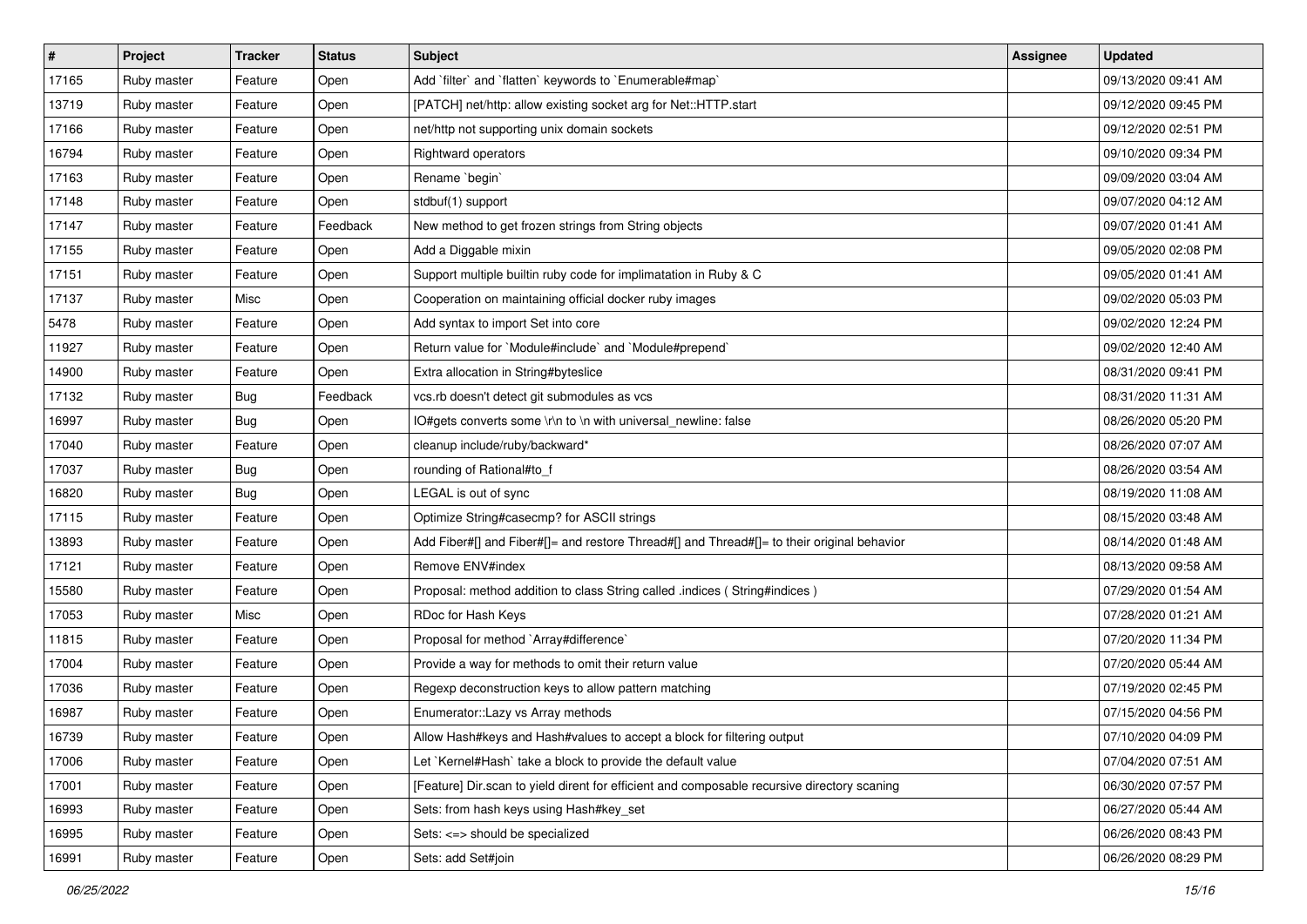| # | Project | Tracker | Status | Subject | Assignee | Updated |
|---|---|---|---|---|---|---|
| 17165 | Ruby master | Feature | Open | Add `filter` and `flatten` keywords to `Enumerable#map` | | 09/13/2020 09:41 AM |
| 13719 | Ruby master | Feature | Open | [PATCH] net/http: allow existing socket arg for Net::HTTP.start | | 09/12/2020 09:45 PM |
| 17166 | Ruby master | Feature | Open | net/http not supporting unix domain sockets | | 09/12/2020 02:51 PM |
| 16794 | Ruby master | Feature | Open | Rightward operators | | 09/10/2020 09:34 PM |
| 17163 | Ruby master | Feature | Open | Rename `begin` | | 09/09/2020 03:04 AM |
| 17148 | Ruby master | Feature | Open | stdbuf(1) support | | 09/07/2020 04:12 AM |
| 17147 | Ruby master | Feature | Feedback | New method to get frozen strings from String objects | | 09/07/2020 01:41 AM |
| 17155 | Ruby master | Feature | Open | Add a Diggable mixin | | 09/05/2020 02:08 PM |
| 17151 | Ruby master | Feature | Open | Support multiple builtin ruby code for implimatation in Ruby & C | | 09/05/2020 01:41 AM |
| 17137 | Ruby master | Misc | Open | Cooperation on maintaining official docker ruby images | | 09/02/2020 05:03 PM |
| 5478 | Ruby master | Feature | Open | Add syntax to import Set into core | | 09/02/2020 12:24 PM |
| 11927 | Ruby master | Feature | Open | Return value for `Module#include` and `Module#prepend` | | 09/02/2020 12:40 AM |
| 14900 | Ruby master | Feature | Open | Extra allocation in String#byteslice | | 08/31/2020 09:41 PM |
| 17132 | Ruby master | Bug | Feedback | vcs.rb doesn't detect git submodules as vcs | | 08/31/2020 11:31 AM |
| 16997 | Ruby master | Bug | Open | IO#gets converts some \r\n to \n with universal_newline: false | | 08/26/2020 05:20 PM |
| 17040 | Ruby master | Feature | Open | cleanup include/ruby/backward* | | 08/26/2020 07:07 AM |
| 17037 | Ruby master | Bug | Open | rounding of Rational#to_f | | 08/26/2020 03:54 AM |
| 16820 | Ruby master | Bug | Open | LEGAL is out of sync | | 08/19/2020 11:08 AM |
| 17115 | Ruby master | Feature | Open | Optimize String#casecmp? for ASCII strings | | 08/15/2020 03:48 AM |
| 13893 | Ruby master | Feature | Open | Add Fiber#[] and Fiber#[]= and restore Thread#[] and Thread#[]= to their original behavior | | 08/14/2020 01:48 AM |
| 17121 | Ruby master | Feature | Open | Remove ENV#index | | 08/13/2020 09:58 AM |
| 15580 | Ruby master | Feature | Open | Proposal: method addition to class String called .indices ( String#indices ) | | 07/29/2020 01:54 AM |
| 17053 | Ruby master | Misc | Open | RDoc for Hash Keys | | 07/28/2020 01:21 AM |
| 11815 | Ruby master | Feature | Open | Proposal for method `Array#difference` | | 07/20/2020 11:34 PM |
| 17004 | Ruby master | Feature | Open | Provide a way for methods to omit their return value | | 07/20/2020 05:44 AM |
| 17036 | Ruby master | Feature | Open | Regexp deconstruction keys to allow pattern matching | | 07/19/2020 02:45 PM |
| 16987 | Ruby master | Feature | Open | Enumerator::Lazy vs Array methods | | 07/15/2020 04:56 PM |
| 16739 | Ruby master | Feature | Open | Allow Hash#keys and Hash#values to accept a block for filtering output | | 07/10/2020 04:09 PM |
| 17006 | Ruby master | Feature | Open | Let `Kernel#Hash` take a block to provide the default value | | 07/04/2020 07:51 AM |
| 17001 | Ruby master | Feature | Open | [Feature] Dir.scan to yield dirent for efficient and composable recursive directory scaning | | 06/30/2020 07:57 PM |
| 16993 | Ruby master | Feature | Open | Sets: from hash keys using Hash#key_set | | 06/27/2020 05:44 AM |
| 16995 | Ruby master | Feature | Open | Sets: <=> should be specialized | | 06/26/2020 08:43 PM |
| 16991 | Ruby master | Feature | Open | Sets: add Set#join | | 06/26/2020 08:29 PM |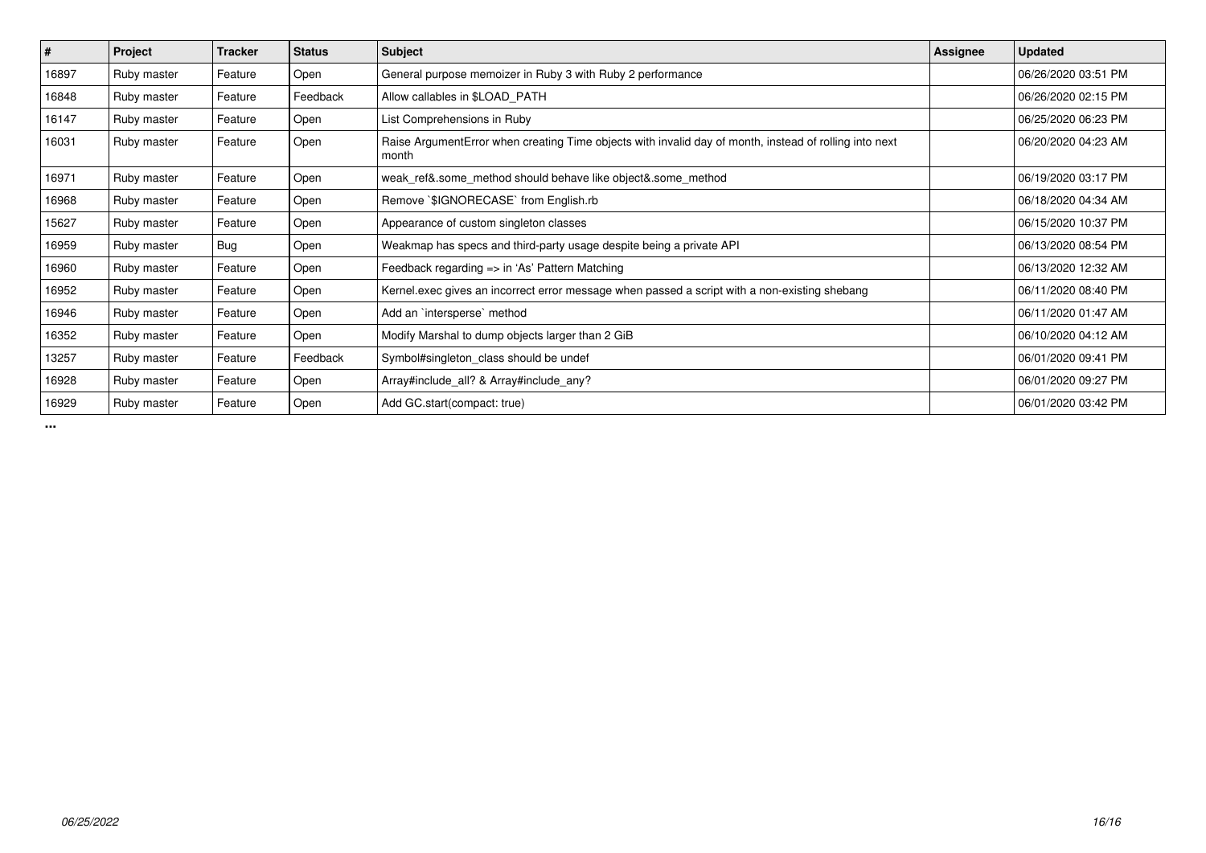| # | Project | Tracker | Status | Subject | Assignee | Updated |
|---|---|---|---|---|---|---|
| 16897 | Ruby master | Feature | Open | General purpose memoizer in Ruby 3 with Ruby 2 performance | | 06/26/2020 03:51 PM |
| 16848 | Ruby master | Feature | Feedback | Allow callables in $LOAD_PATH | | 06/26/2020 02:15 PM |
| 16147 | Ruby master | Feature | Open | List Comprehensions in Ruby | | 06/25/2020 06:23 PM |
| 16031 | Ruby master | Feature | Open | Raise ArgumentError when creating Time objects with invalid day of month, instead of rolling into next month | | 06/20/2020 04:23 AM |
| 16971 | Ruby master | Feature | Open | weak_ref&.some_method should behave like object&.some_method | | 06/19/2020 03:17 PM |
| 16968 | Ruby master | Feature | Open | Remove `$IGNORECASE` from English.rb | | 06/18/2020 04:34 AM |
| 15627 | Ruby master | Feature | Open | Appearance of custom singleton classes | | 06/15/2020 10:37 PM |
| 16959 | Ruby master | Bug | Open | Weakmap has specs and third-party usage despite being a private API | | 06/13/2020 08:54 PM |
| 16960 | Ruby master | Feature | Open | Feedback regarding => in 'As' Pattern Matching | | 06/13/2020 12:32 AM |
| 16952 | Ruby master | Feature | Open | Kernel.exec gives an incorrect error message when passed a script with a non-existing shebang | | 06/11/2020 08:40 PM |
| 16946 | Ruby master | Feature | Open | Add an `intersperse` method | | 06/11/2020 01:47 AM |
| 16352 | Ruby master | Feature | Open | Modify Marshal to dump objects larger than 2 GiB | | 06/10/2020 04:12 AM |
| 13257 | Ruby master | Feature | Feedback | Symbol#singleton_class should be undef | | 06/01/2020 09:41 PM |
| 16928 | Ruby master | Feature | Open | Array#include_all? & Array#include_any? | | 06/01/2020 09:27 PM |
| 16929 | Ruby master | Feature | Open | Add GC.start(compact: true) | | 06/01/2020 03:42 PM |

...